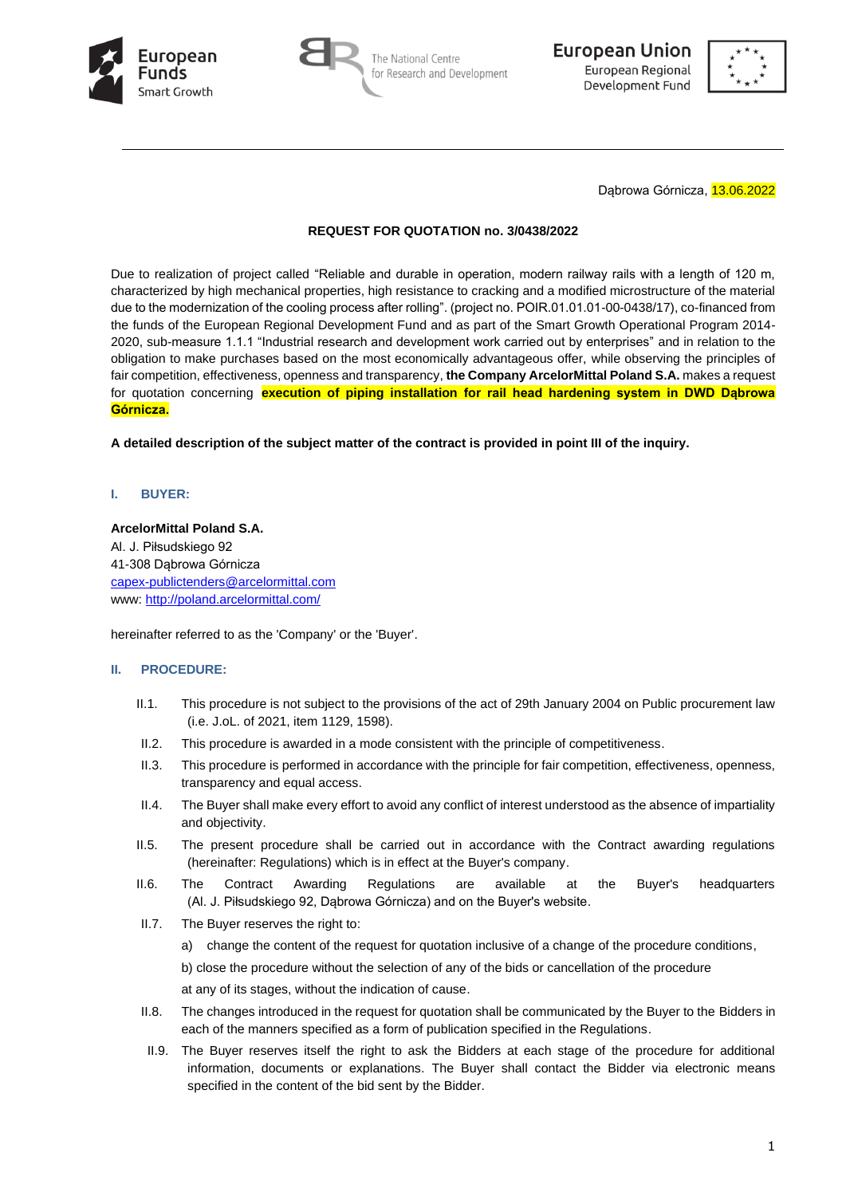Dąbrowa Górnicza, 13.06.2022

**REQUEST FOR QUOTATION no. 3/0438/2022**

Due to realization of project called "Reliable and durable in operation, modern railway rails with a length of 120 m, characterized by high mechanical properties, high resistance to cracking and a modified microstructure of the material due to the modernization of the cooling process after rolling". (project no. POIR.01.01.01-00-0438/17), co-financed from the funds of the European Regional Development Fund and as part of the Smart Growth Operational Program 2014-2020, sub-measure 1.1.1 "Industrial research and development work carried out by enterprises" and in relation to the obligation to make purchases based on the most economically advantageous offer, while observing the principles of fair competition, effectiveness, openness and transparency, **the Company ArcelorMittal Poland S.A.** makes a request for quotation concerning **execution of piping installation for rail head hardening system in DWD Dąbrowa Górnicza.**

**A detailed description of the subject matter of the contract is provided in point III of the inquiry.**

## I. BUYER:

**ArcelorMittal Poland S.A.**
Al. J. Piłsudskiego 92
41-308 Dąbrowa Górnicza
capex-publictenders@arcelormittal.com
www: http://poland.arcelormittal.com/

hereinafter referred to as the 'Company' or the 'Buyer'.

## II. PROCEDURE:

II.1. This procedure is not subject to the provisions of the act of 29th January 2004 on Public procurement law (i.e. J.oL. of 2021, item 1129, 1598).

II.2. This procedure is awarded in a mode consistent with the principle of competitiveness.

II.3. This procedure is performed in accordance with the principle for fair competition, effectiveness, openness, transparency and equal access.

II.4. The Buyer shall make every effort to avoid any conflict of interest understood as the absence of impartiality and objectivity.

II.5. The present procedure shall be carried out in accordance with the Contract awarding regulations (hereinafter: Regulations) which is in effect at the Buyer's company.

II.6. The Contract Awarding Regulations are available at the Buyer's headquarters (Al. J. Piłsudskiego 92, Dąbrowa Górnicza) and on the Buyer's website.

II.7. The Buyer reserves the right to:

a) change the content of the request for quotation inclusive of a change of the procedure conditions,

b) close the procedure without the selection of any of the bids or cancellation of the procedure

at any of its stages, without the indication of cause.

II.8. The changes introduced in the request for quotation shall be communicated by the Buyer to the Bidders in each of the manners specified as a form of publication specified in the Regulations.

II.9. The Buyer reserves itself the right to ask the Bidders at each stage of the procedure for additional information, documents or explanations. The Buyer shall contact the Bidder via electronic means specified in the content of the bid sent by the Bidder.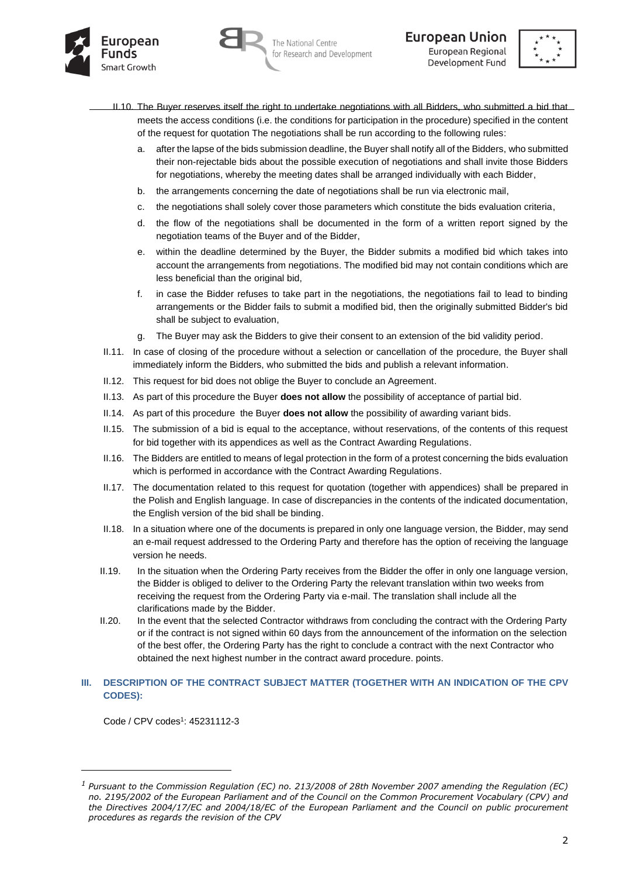II.10. The Buyer reserves itself the right to undertake negotiations with all Bidders, who submitted a bid that meets the access conditions (i.e. the conditions for participation in the procedure) specified in the content of the request for quotation The negotiations shall be run according to the following rules:

a. after the lapse of the bids submission deadline, the Buyer shall notify all of the Bidders, who submitted their non-rejectable bids about the possible execution of negotiations and shall invite those Bidders for negotiations, whereby the meeting dates shall be arranged individually with each Bidder,
b. the arrangements concerning the date of negotiations shall be run via electronic mail,
c. the negotiations shall solely cover those parameters which constitute the bids evaluation criteria,
d. the flow of the negotiations shall be documented in the form of a written report signed by the negotiation teams of the Buyer and of the Bidder,
e. within the deadline determined by the Buyer, the Bidder submits a modified bid which takes into account the arrangements from negotiations. The modified bid may not contain conditions which are less beneficial than the original bid,
f. in case the Bidder refuses to take part in the negotiations, the negotiations fail to lead to binding arrangements or the Bidder fails to submit a modified bid, then the originally submitted Bidder's bid shall be subject to evaluation,
g. The Buyer may ask the Bidders to give their consent to an extension of the bid validity period.

II.11. In case of closing of the procedure without a selection or cancellation of the procedure, the Buyer shall immediately inform the Bidders, who submitted the bids and publish a relevant information.

II.12. This request for bid does not oblige the Buyer to conclude an Agreement.

II.13. As part of this procedure the Buyer **does not allow** the possibility of acceptance of partial bid.

II.14. As part of this procedure the Buyer **does not allow** the possibility of awarding variant bids.

II.15. The submission of a bid is equal to the acceptance, without reservations, of the contents of this request for bid together with its appendices as well as the Contract Awarding Regulations.

II.16. The Bidders are entitled to means of legal protection in the form of a protest concerning the bids evaluation which is performed in accordance with the Contract Awarding Regulations.

II.17. The documentation related to this request for quotation (together with appendices) shall be prepared in the Polish and English language. In case of discrepancies in the contents of the indicated documentation, the English version of the bid shall be binding.

II.18. In a situation where one of the documents is prepared in only one language version, the Bidder, may send an e-mail request addressed to the Ordering Party and therefore has the option of receiving the language version he needs.

II.19. In the situation when the Ordering Party receives from the Bidder the offer in only one language version, the Bidder is obliged to deliver to the Ordering Party the relevant translation within two weeks from receiving the request from the Ordering Party via e-mail. The translation shall include all the clarifications made by the Bidder.

II.20. In the event that the selected Contractor withdraws from concluding the contract with the Ordering Party or if the contract is not signed within 60 days from the announcement of the information on the selection of the best offer, the Ordering Party has the right to conclude a contract with the next Contractor who obtained the next highest number in the contract award procedure. points.

## III. DESCRIPTION OF THE CONTRACT SUBJECT MATTER (TOGETHER WITH AN INDICATION OF THE CPV CODES):

Code / CPV codes[1]: 45231112-3

---

[1] *Pursuant to the Commission Regulation (EC) no. 213/2008 of 28th November 2007 amending the Regulation (EC) no. 2195/2002 of the European Parliament and of the Council on the Common Procurement Vocabulary (CPV) and the Directives 2004/17/EC and 2004/18/EC of the European Parliament and the Council on public procurement procedures as regards the revision of the CPV*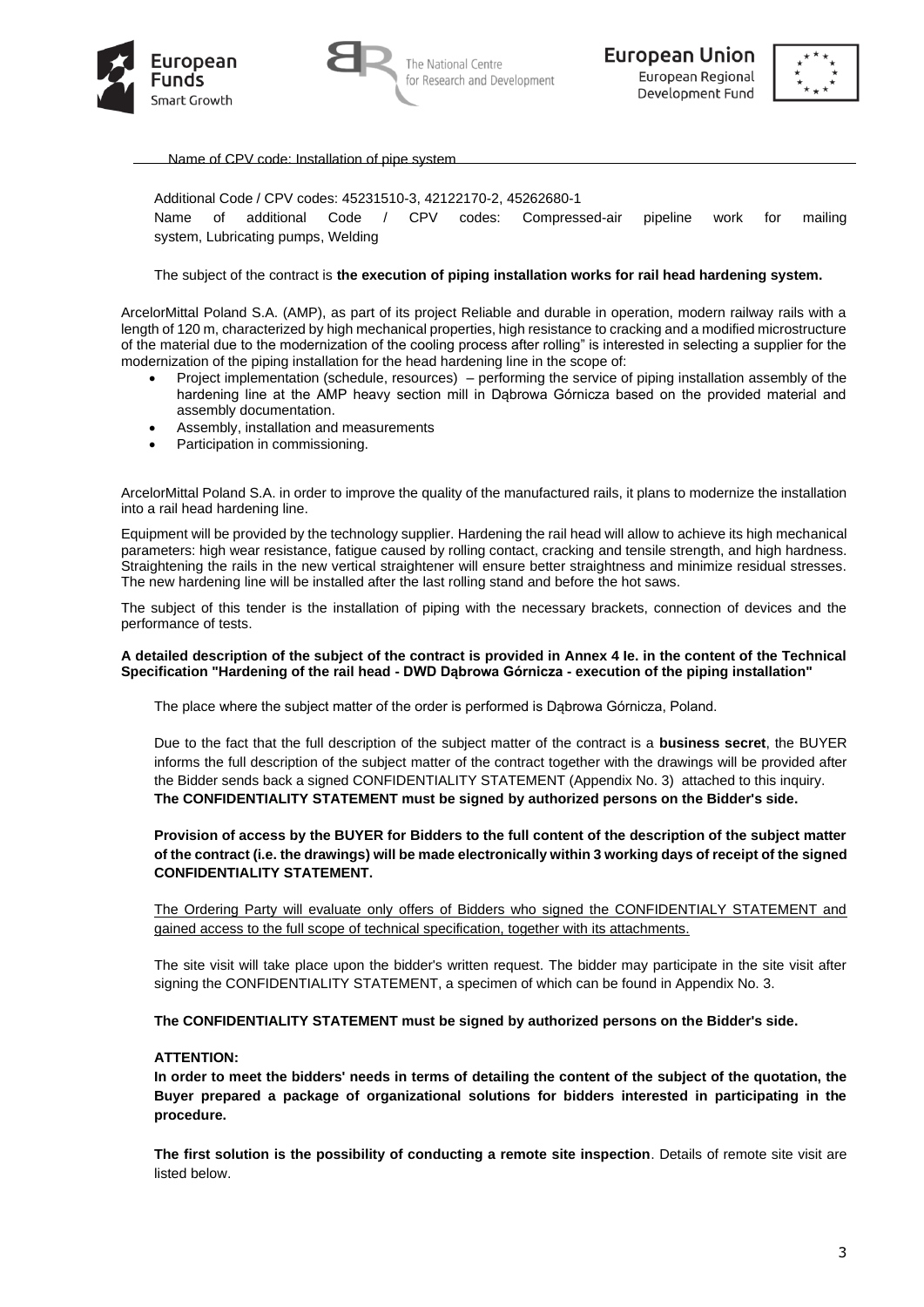Name of CPV code: Installation of pipe system

Additional Code / CPV codes: 45231510-3, 42122170-2, 45262680-1
Name of additional Code / CPV codes: Compressed-air pipeline work for mailing system, Lubricating pumps, Welding

The subject of the contract is **the execution of piping installation works for rail head hardening system.**

ArcelorMittal Poland S.A. (AMP), as part of its project Reliable and durable in operation, modern railway rails with a length of 120 m, characterized by high mechanical properties, high resistance to cracking and a modified microstructure of the material due to the modernization of the cooling process after rolling" is interested in selecting a supplier for the modernization of the piping installation for the head hardening line in the scope of:

- Project implementation (schedule, resources) – performing the service of piping installation assembly of the hardening line at the AMP heavy section mill in Dąbrowa Górnicza based on the provided material and assembly documentation.
- Assembly, installation and measurements
- Participation in commissioning.

ArcelorMittal Poland S.A. in order to improve the quality of the manufactured rails, it plans to modernize the installation into a rail head hardening line.

Equipment will be provided by the technology supplier. Hardening the rail head will allow to achieve its high mechanical parameters: high wear resistance, fatigue caused by rolling contact, cracking and tensile strength, and high hardness. Straightening the rails in the new vertical straightener will ensure better straightness and minimize residual stresses. The new hardening line will be installed after the last rolling stand and before the hot saws.

The subject of this tender is the installation of piping with the necessary brackets, connection of devices and the performance of tests.

**A detailed description of the subject of the contract is provided in Annex 4 Ie. in the content of the Technical Specification "Hardening of the rail head - DWD Dąbrowa Górnicza - execution of the piping installation"**

The place where the subject matter of the order is performed is Dąbrowa Górnicza, Poland.

Due to the fact that the full description of the subject matter of the contract is a **business secret**, the BUYER informs the full description of the subject matter of the contract together with the drawings will be provided after the Bidder sends back a signed CONFIDENTIALITY STATEMENT (Appendix No. 3) attached to this inquiry.
**The CONFIDENTIALITY STATEMENT must be signed by authorized persons on the Bidder's side.**

**Provision of access by the BUYER for Bidders to the full content of the description of the subject matter of the contract (i.e. the drawings) will be made electronically within 3 working days of receipt of the signed CONFIDENTIALITY STATEMENT.**

The Ordering Party will evaluate only offers of Bidders who signed the CONFIDENTIALY STATEMENT and gained access to the full scope of technical specification, together with its attachments.

The site visit will take place upon the bidder's written request. The bidder may participate in the site visit after signing the CONFIDENTIALITY STATEMENT, a specimen of which can be found in Appendix No. 3.

**The CONFIDENTIALITY STATEMENT must be signed by authorized persons on the Bidder's side.**

**ATTENTION:**
**In order to meet the bidders' needs in terms of detailing the content of the subject of the quotation, the Buyer prepared a package of organizational solutions for bidders interested in participating in the procedure.**

**The first solution is the possibility of conducting a remote site inspection**. Details of remote site visit are listed below.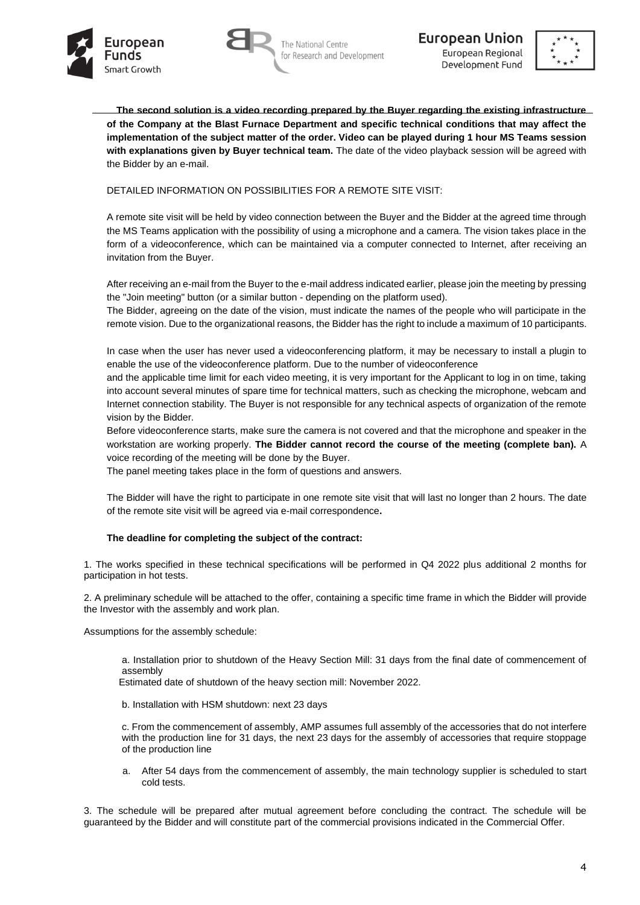**The second solution is a video recording prepared by the Buyer regarding the existing infrastructure of the Company at the Blast Furnace Department and specific technical conditions that may affect the implementation of the subject matter of the order. Video can be played during 1 hour MS Teams session with explanations given by Buyer technical team.** The date of the video playback session will be agreed with the Bidder by an e-mail.

DETAILED INFORMATION ON POSSIBILITIES FOR A REMOTE SITE VISIT:

A remote site visit will be held by video connection between the Buyer and the Bidder at the agreed time through the MS Teams application with the possibility of using a microphone and a camera. The vision takes place in the form of a videoconference, which can be maintained via a computer connected to Internet, after receiving an invitation from the Buyer.

After receiving an e-mail from the Buyer to the e-mail address indicated earlier, please join the meeting by pressing the "Join meeting" button (or a similar button - depending on the platform used).

The Bidder, agreeing on the date of the vision, must indicate the names of the people who will participate in the remote vision. Due to the organizational reasons, the Bidder has the right to include a maximum of 10 participants.

In case when the user has never used a videoconferencing platform, it may be necessary to install a plugin to enable the use of the videoconference platform. Due to the number of videoconference

and the applicable time limit for each video meeting, it is very important for the Applicant to log in on time, taking into account several minutes of spare time for technical matters, such as checking the microphone, webcam and Internet connection stability. The Buyer is not responsible for any technical aspects of organization of the remote vision by the Bidder.

Before videoconference starts, make sure the camera is not covered and that the microphone and speaker in the workstation are working properly. **The Bidder cannot record the course of the meeting (complete ban).** A voice recording of the meeting will be done by the Buyer.

The panel meeting takes place in the form of questions and answers.

The Bidder will have the right to participate in one remote site visit that will last no longer than 2 hours. The date of the remote site visit will be agreed via e-mail correspondence**.**

**The deadline for completing the subject of the contract:**

1. The works specified in these technical specifications will be performed in Q4 2022 plus additional 2 months for participation in hot tests.

2. A preliminary schedule will be attached to the offer, containing a specific time frame in which the Bidder will provide the Investor with the assembly and work plan.

Assumptions for the assembly schedule:

a. Installation prior to shutdown of the Heavy Section Mill: 31 days from the final date of commencement of assembly
Estimated date of shutdown of the heavy section mill: November 2022.

b. Installation with HSM shutdown: next 23 days

c. From the commencement of assembly, AMP assumes full assembly of the accessories that do not interfere with the production line for 31 days, the next 23 days for the assembly of accessories that require stoppage of the production line

a. After 54 days from the commencement of assembly, the main technology supplier is scheduled to start cold tests.

3. The schedule will be prepared after mutual agreement before concluding the contract. The schedule will be guaranteed by the Bidder and will constitute part of the commercial provisions indicated in the Commercial Offer.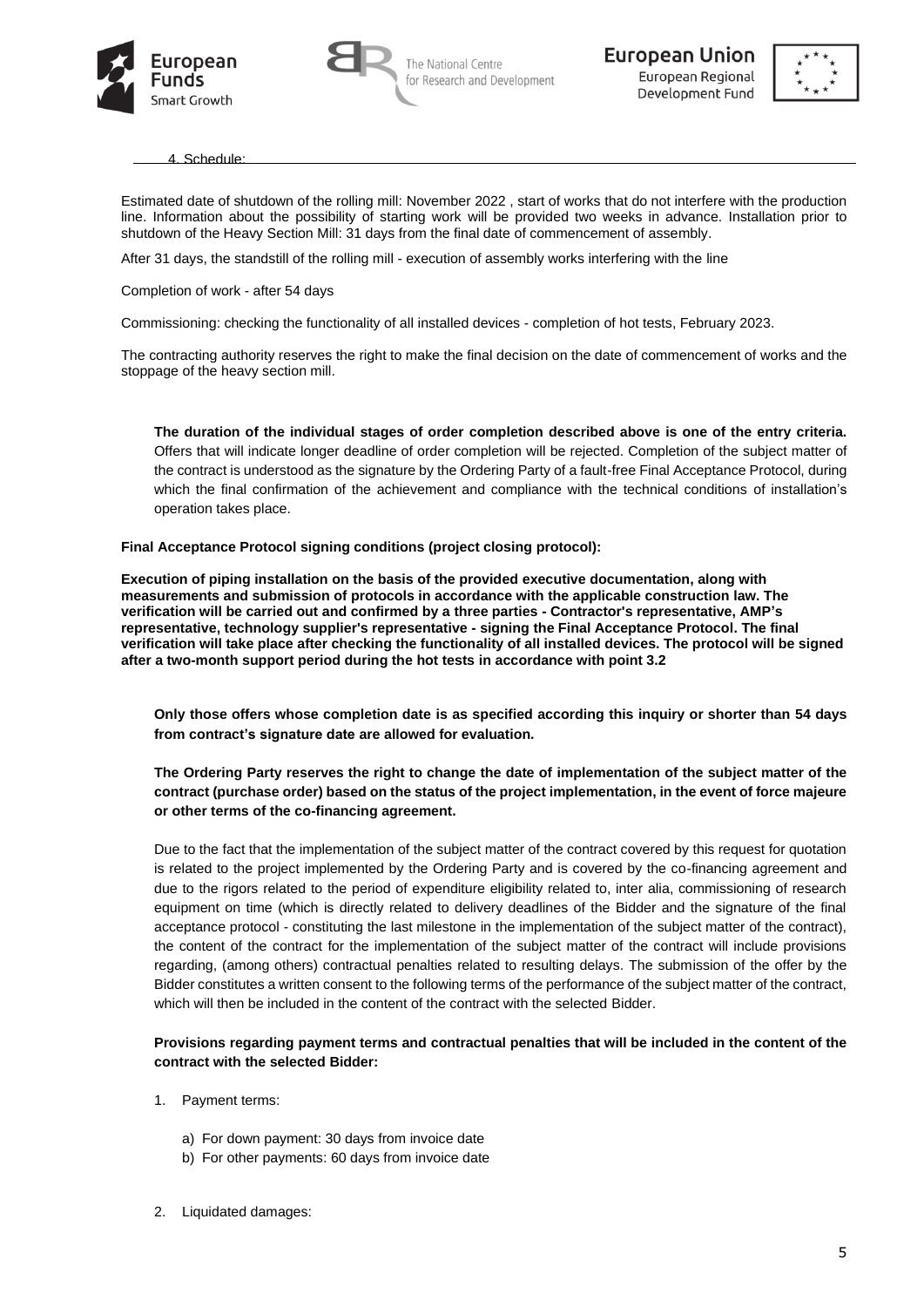4. Schedule:

Estimated date of shutdown of the rolling mill: November 2022 , start of works that do not interfere with the production line. Information about the possibility of starting work will be provided two weeks in advance. Installation prior to shutdown of the Heavy Section Mill: 31 days from the final date of commencement of assembly.

After 31 days, the standstill of the rolling mill - execution of assembly works interfering with the line

Completion of work - after 54 days

Commissioning: checking the functionality of all installed devices - completion of hot tests, February 2023.

The contracting authority reserves the right to make the final decision on the date of commencement of works and the stoppage of the heavy section mill.

**The duration of the individual stages of order completion described above is one of the entry criteria.** Offers that will indicate longer deadline of order completion will be rejected. Completion of the subject matter of the contract is understood as the signature by the Ordering Party of a fault-free Final Acceptance Protocol, during which the final confirmation of the achievement and compliance with the technical conditions of installation's operation takes place.

**Final Acceptance Protocol signing conditions (project closing protocol):**

**Execution of piping installation on the basis of the provided executive documentation, along with measurements and submission of protocols in accordance with the applicable construction law. The verification will be carried out and confirmed by a three parties - Contractor's representative, AMP's representative, technology supplier's representative - signing the Final Acceptance Protocol. The final verification will take place after checking the functionality of all installed devices. The protocol will be signed after a two-month support period during the hot tests in accordance with point 3.2**

**Only those offers whose completion date is as specified according this inquiry or shorter than 54 days from contract's signature date are allowed for evaluation.**

**The Ordering Party reserves the right to change the date of implementation of the subject matter of the contract (purchase order) based on the status of the project implementation, in the event of force majeure or other terms of the co-financing agreement.**

Due to the fact that the implementation of the subject matter of the contract covered by this request for quotation is related to the project implemented by the Ordering Party and is covered by the co-financing agreement and due to the rigors related to the period of expenditure eligibility related to, inter alia, commissioning of research equipment on time (which is directly related to delivery deadlines of the Bidder and the signature of the final acceptance protocol - constituting the last milestone in the implementation of the subject matter of the contract), the content of the contract for the implementation of the subject matter of the contract will include provisions regarding, (among others) contractual penalties related to resulting delays. The submission of the offer by the Bidder constitutes a written consent to the following terms of the performance of the subject matter of the contract, which will then be included in the content of the contract with the selected Bidder.

**Provisions regarding payment terms and contractual penalties that will be included in the content of the contract with the selected Bidder:**

1. Payment terms:

   a) For down payment: 30 days from invoice date
   b) For other payments: 60 days from invoice date

2. Liquidated damages: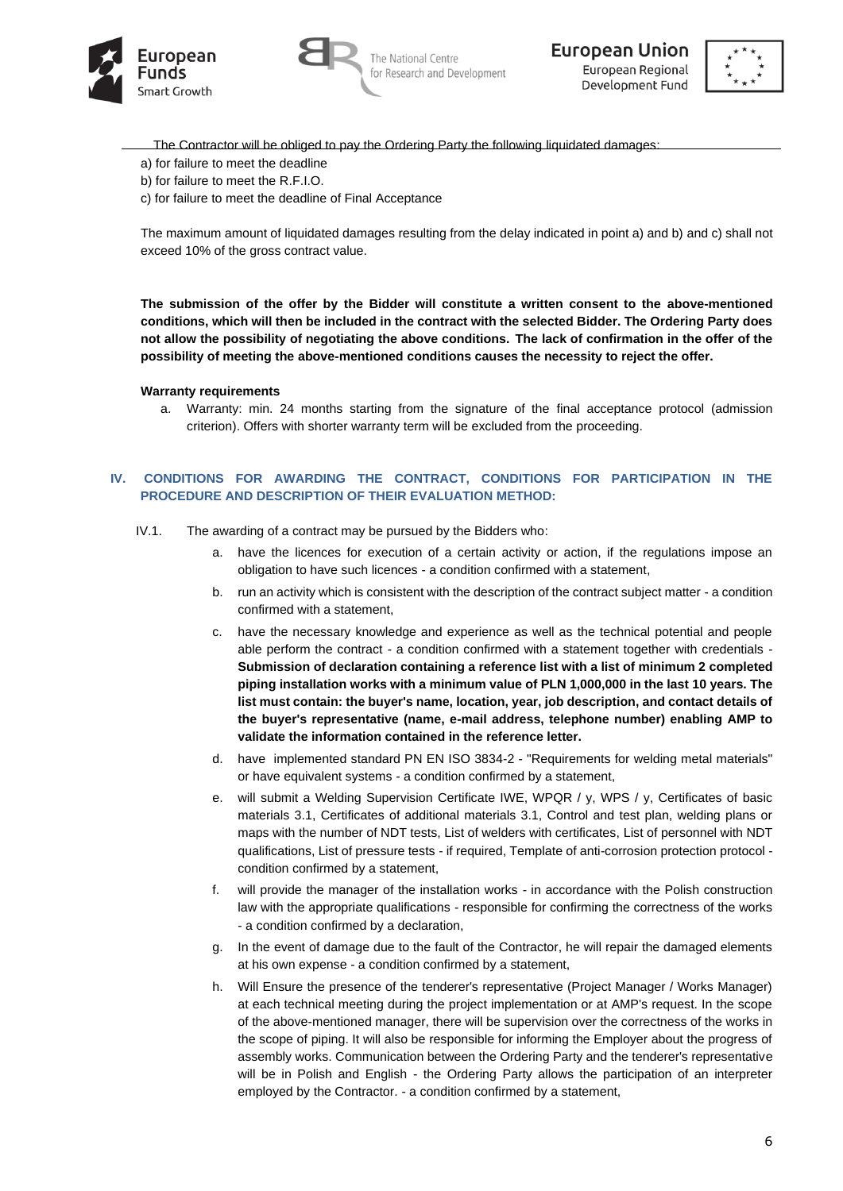The Contractor will be obliged to pay the Ordering Party the following liquidated damages:

a) for failure to meet the deadline
b) for failure to meet the R.F.I.O.
c) for failure to meet the deadline of Final Acceptance

The maximum amount of liquidated damages resulting from the delay indicated in point a) and b) and c) shall not exceed 10% of the gross contract value.

**The submission of the offer by the Bidder will constitute a written consent to the above-mentioned conditions, which will then be included in the contract with the selected Bidder. The Ordering Party does not allow the possibility of negotiating the above conditions. The lack of confirmation in the offer of the possibility of meeting the above-mentioned conditions causes the necessity to reject the offer.**

**Warranty requirements**

a. Warranty: min. 24 months starting from the signature of the final acceptance protocol (admission criterion). Offers with shorter warranty term will be excluded from the proceeding.

## IV. CONDITIONS FOR AWARDING THE CONTRACT, CONDITIONS FOR PARTICIPATION IN THE PROCEDURE AND DESCRIPTION OF THEIR EVALUATION METHOD:

IV.1. The awarding of a contract may be pursued by the Bidders who:

a. have the licences for execution of a certain activity or action, if the regulations impose an obligation to have such licences - a condition confirmed with a statement,

b. run an activity which is consistent with the description of the contract subject matter - a condition confirmed with a statement,

c. have the necessary knowledge and experience as well as the technical potential and people able perform the contract - a condition confirmed with a statement together with credentials - **Submission of declaration containing a reference list with a list of minimum 2 completed piping installation works with a minimum value of PLN 1,000,000 in the last 10 years. The list must contain: the buyer's name, location, year, job description, and contact details of the buyer's representative (name, e-mail address, telephone number) enabling AMP to validate the information contained in the reference letter.**

d. have implemented standard PN EN ISO 3834-2 - "Requirements for welding metal materials" or have equivalent systems - a condition confirmed by a statement,

e. will submit a Welding Supervision Certificate IWE, WPQR / y, WPS / y, Certificates of basic materials 3.1, Certificates of additional materials 3.1, Control and test plan, welding plans or maps with the number of NDT tests, List of welders with certificates, List of personnel with NDT qualifications, List of pressure tests - if required, Template of anti-corrosion protection protocol - condition confirmed by a statement,

f. will provide the manager of the installation works - in accordance with the Polish construction law with the appropriate qualifications - responsible for confirming the correctness of the works - a condition confirmed by a declaration,

g. In the event of damage due to the fault of the Contractor, he will repair the damaged elements at his own expense - a condition confirmed by a statement,

h. Will Ensure the presence of the tenderer's representative (Project Manager / Works Manager) at each technical meeting during the project implementation or at AMP's request. In the scope of the above-mentioned manager, there will be supervision over the correctness of the works in the scope of piping. It will also be responsible for informing the Employer about the progress of assembly works. Communication between the Ordering Party and the tenderer's representative will be in Polish and English - the Ordering Party allows the participation of an interpreter employed by the Contractor. - a condition confirmed by a statement,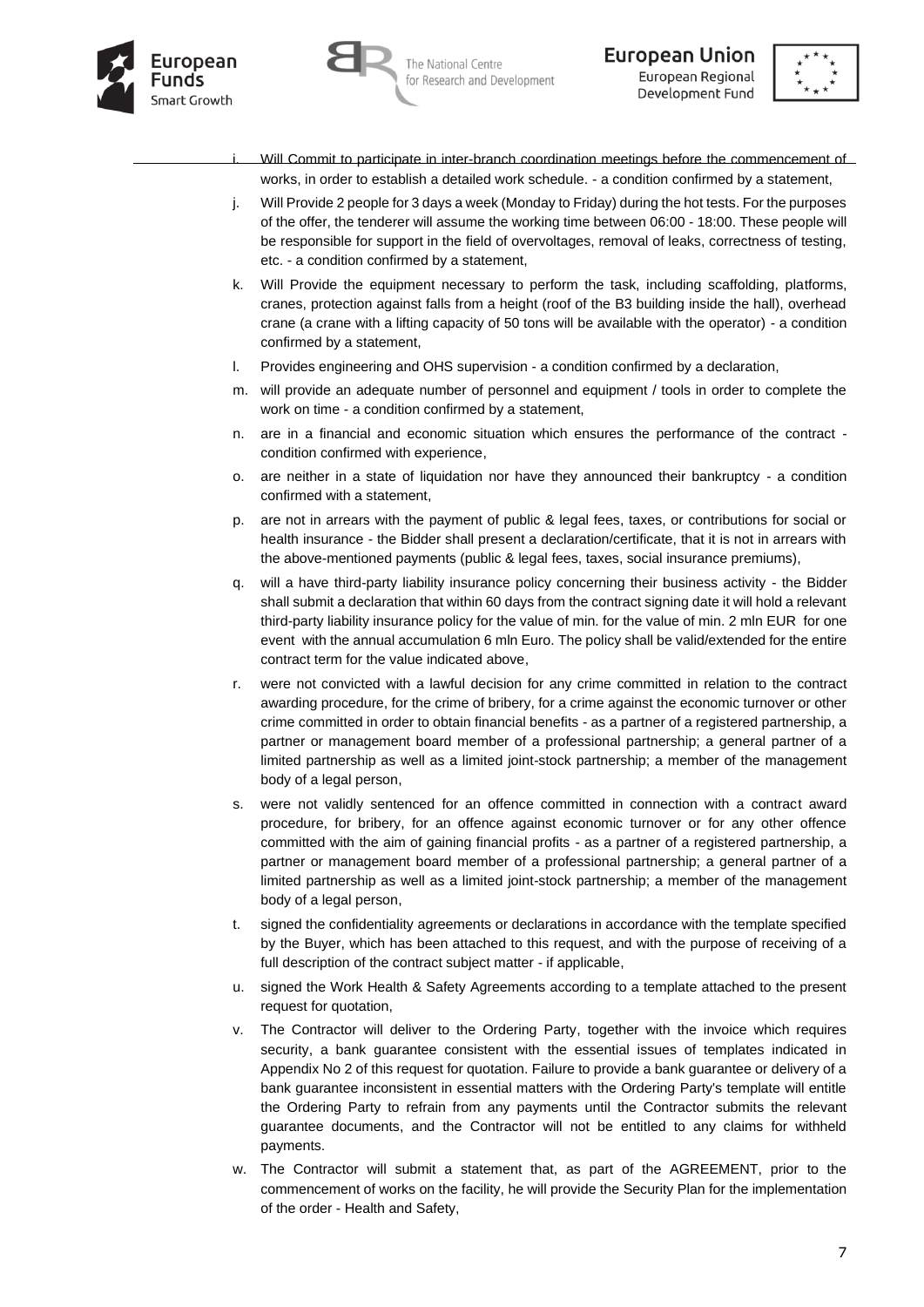i. Will Commit to participate in inter-branch coordination meetings before the commencement of works, in order to establish a detailed work schedule. - a condition confirmed by a statement,
j. Will Provide 2 people for 3 days a week (Monday to Friday) during the hot tests. For the purposes of the offer, the tenderer will assume the working time between 06:00 - 18:00. These people will be responsible for support in the field of overvoltages, removal of leaks, correctness of testing, etc. - a condition confirmed by a statement,
k. Will Provide the equipment necessary to perform the task, including scaffolding, platforms, cranes, protection against falls from a height (roof of the B3 building inside the hall), overhead crane (a crane with a lifting capacity of 50 tons will be available with the operator) - a condition confirmed by a statement,
l. Provides engineering and OHS supervision - a condition confirmed by a declaration,
m. will provide an adequate number of personnel and equipment / tools in order to complete the work on time - a condition confirmed by a statement,
n. are in a financial and economic situation which ensures the performance of the contract - condition confirmed with experience,
o. are neither in a state of liquidation nor have they announced their bankruptcy - a condition confirmed with a statement,
p. are not in arrears with the payment of public & legal fees, taxes, or contributions for social or health insurance - the Bidder shall present a declaration/certificate, that it is not in arrears with the above-mentioned payments (public & legal fees, taxes, social insurance premiums),
q. will a have third-party liability insurance policy concerning their business activity - the Bidder shall submit a declaration that within 60 days from the contract signing date it will hold a relevant third-party liability insurance policy for the value of min. for the value of min. 2 mln EUR for one event with the annual accumulation 6 mln Euro. The policy shall be valid/extended for the entire contract term for the value indicated above,
r. were not convicted with a lawful decision for any crime committed in relation to the contract awarding procedure, for the crime of bribery, for a crime against the economic turnover or other crime committed in order to obtain financial benefits - as a partner of a registered partnership, a partner or management board member of a professional partnership; a general partner of a limited partnership as well as a limited joint-stock partnership; a member of the management body of a legal person,
s. were not validly sentenced for an offence committed in connection with a contract award procedure, for bribery, for an offence against economic turnover or for any other offence committed with the aim of gaining financial profits - as a partner of a registered partnership, a partner or management board member of a professional partnership; a general partner of a limited partnership as well as a limited joint-stock partnership; a member of the management body of a legal person,
t. signed the confidentiality agreements or declarations in accordance with the template specified by the Buyer, which has been attached to this request, and with the purpose of receiving of a full description of the contract subject matter - if applicable,
u. signed the Work Health & Safety Agreements according to a template attached to the present request for quotation,
v. The Contractor will deliver to the Ordering Party, together with the invoice which requires security, a bank guarantee consistent with the essential issues of templates indicated in Appendix No 2 of this request for quotation. Failure to provide a bank guarantee or delivery of a bank guarantee inconsistent in essential matters with the Ordering Party's template will entitle the Ordering Party to refrain from any payments until the Contractor submits the relevant guarantee documents, and the Contractor will not be entitled to any claims for withheld payments.
w. The Contractor will submit a statement that, as part of the AGREEMENT, prior to the commencement of works on the facility, he will provide the Security Plan for the implementation of the order - Health and Safety,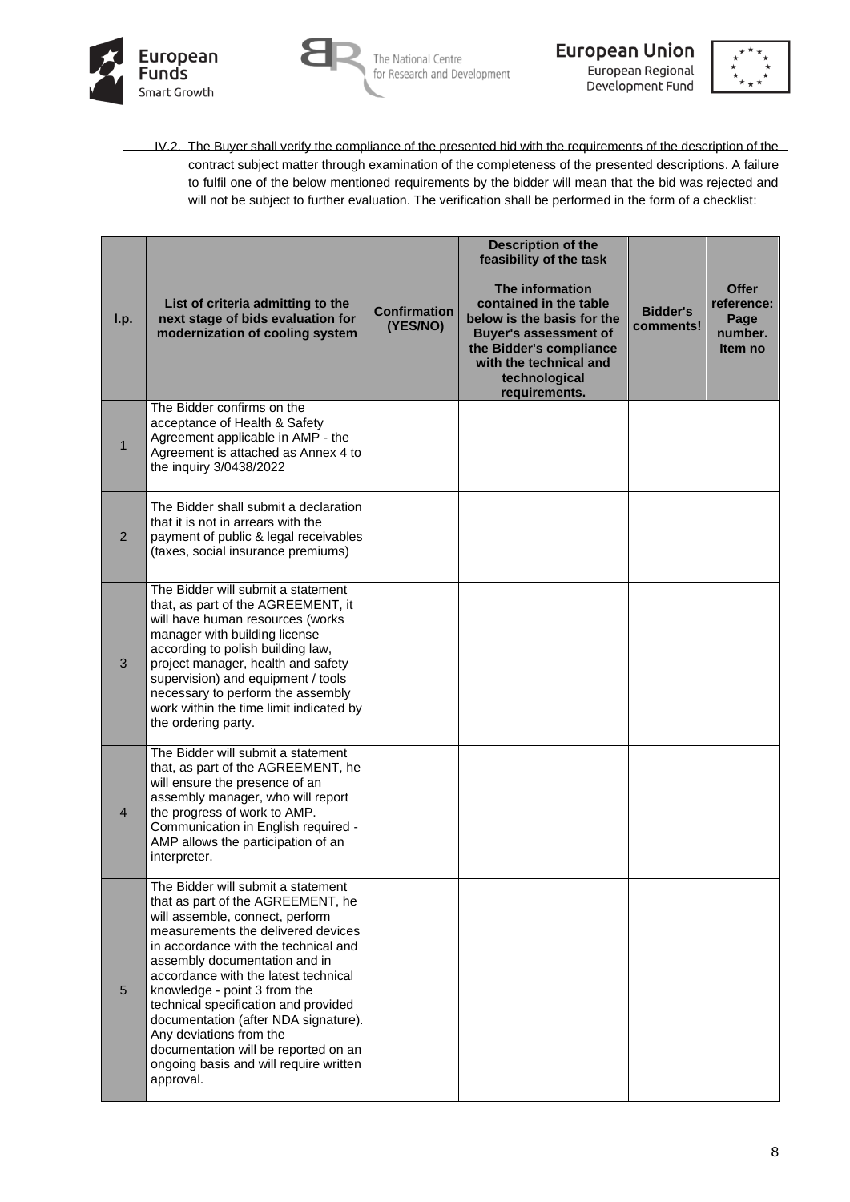IV.2. The Buyer shall verify the compliance of the presented bid with the requirements of the description of the contract subject matter through examination of the completeness of the presented descriptions. A failure to fulfil one of the below mentioned requirements by the bidder will mean that the bid was rejected and will not be subject to further evaluation. The verification shall be performed in the form of a checklist:

| l.p. | List of criteria admitting to the next stage of bids evaluation for modernization of cooling system | Confirmation (YES/NO) | Description of the feasibility of the task<br><br>The information contained in the table below is the basis for the Buyer's assessment of the Bidder's compliance with the technical and technological requirements. | Bidder's comments! | Offer reference: Page number. Item no |
|---|---|---|---|---|---|
| 1 | The Bidder confirms on the acceptance of Health & Safety Agreement applicable in AMP - the Agreement is attached as Annex 4 to the inquiry 3/0438/2022 | | | | |
| 2 | The Bidder shall submit a declaration that it is not in arrears with the payment of public & legal receivables (taxes, social insurance premiums) | | | | |
| 3 | The Bidder will submit a statement that, as part of the AGREEMENT, it will have human resources (works manager with building license according to polish building law, project manager, health and safety supervision) and equipment / tools necessary to perform the assembly work within the time limit indicated by the ordering party. | | | | |
| 4 | The Bidder will submit a statement that, as part of the AGREEMENT, he will ensure the presence of an assembly manager, who will report the progress of work to AMP. Communication in English required - AMP allows the participation of an interpreter. | | | | |
| 5 | The Bidder will submit a statement that as part of the AGREEMENT, he will assemble, connect, perform measurements the delivered devices in accordance with the technical and assembly documentation and in accordance with the latest technical knowledge - point 3 from the technical specification and provided documentation (after NDA signature). Any deviations from the documentation will be reported on an ongoing basis and will require written approval. | | | | |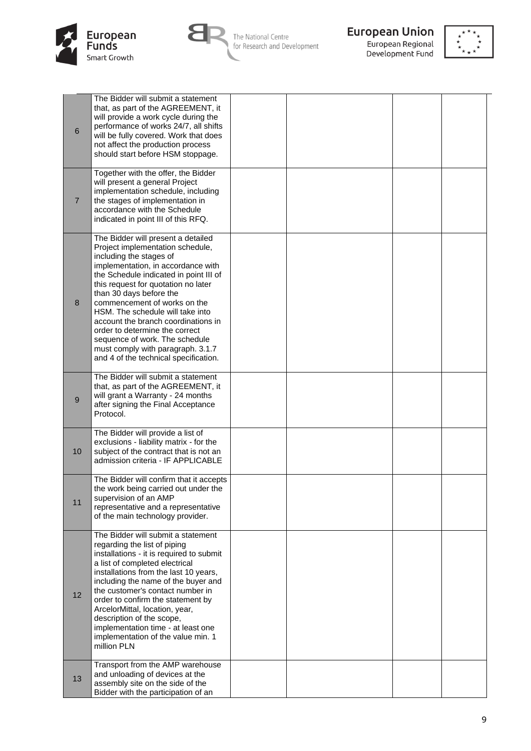| | | | | | |
|---|---|---|---|---|---|
| 6 | The Bidder will submit a statement that, as part of the AGREEMENT, it will provide a work cycle during the performance of works 24/7, all shifts will be fully covered. Work that does not affect the production process should start before HSM stoppage. | | | | |
| 7 | Together with the offer, the Bidder will present a general Project implementation schedule, including the stages of implementation in accordance with the Schedule indicated in point III of this RFQ. | | | | |
| 8 | The Bidder will present a detailed Project implementation schedule, including the stages of implementation, in accordance with the Schedule indicated in point III of this request for quotation no later than 30 days before the commencement of works on the HSM. The schedule will take into account the branch coordinations in order to determine the correct sequence of work. The schedule must comply with paragraph. 3.1.7 and 4 of the technical specification. | | | | |
| 9 | The Bidder will submit a statement that, as part of the AGREEMENT, it will grant a Warranty - 24 months after signing the Final Acceptance Protocol. | | | | |
| 10 | The Bidder will provide a list of exclusions - liability matrix - for the subject of the contract that is not an admission criteria - IF APPLICABLE | | | | |
| 11 | The Bidder will confirm that it accepts the work being carried out under the supervision of an AMP representative and a representative of the main technology provider. | | | | |
| 12 | The Bidder will submit a statement regarding the list of piping installations - it is required to submit a list of completed electrical installations from the last 10 years, including the name of the buyer and the customer's contact number in order to confirm the statement by ArcelorMittal, location, year, description of the scope, implementation time - at least one implementation of the value min. 1 million PLN | | | | |
| 13 | Transport from the AMP warehouse and unloading of devices at the assembly site on the side of the Bidder with the participation of an | | | | |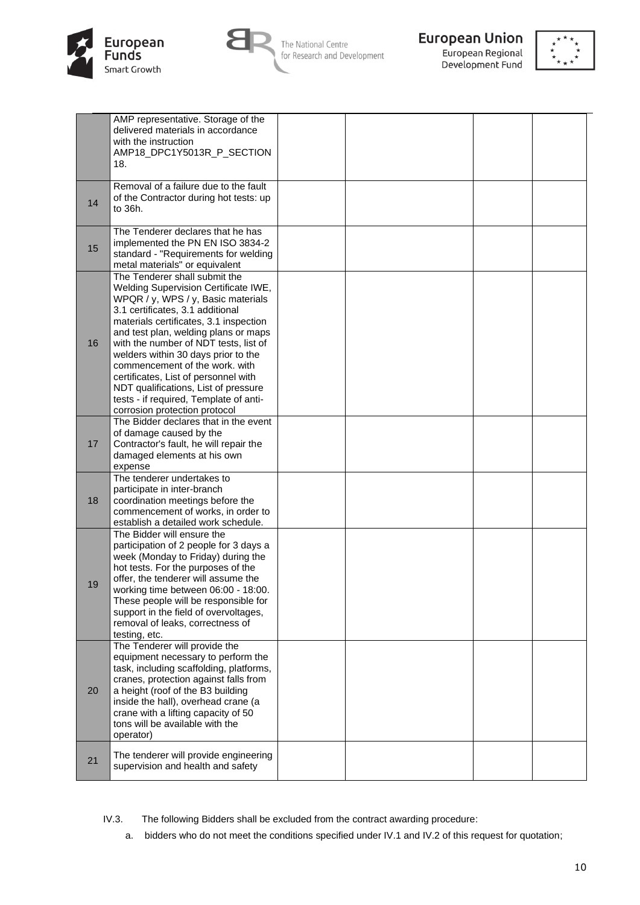| | | | | | |
|---|---|---|---|---|---|
| | AMP representative. Storage of the delivered materials in accordance with the instruction AMP18_DPC1Y5013R_P_SECTION 18. | | | | |
| 14 | Removal of a failure due to the fault of the Contractor during hot tests: up to 36h. | | | | |
| 15 | The Tenderer declares that he has implemented the PN EN ISO 3834-2 standard - "Requirements for welding metal materials" or equivalent | | | | |
| 16 | The Tenderer shall submit the Welding Supervision Certificate IWE, WPQR / y, WPS / y, Basic materials 3.1 certificates, 3.1 additional materials certificates, 3.1 inspection and test plan, welding plans or maps with the number of NDT tests, list of welders within 30 days prior to the commencement of the work. with certificates, List of personnel with NDT qualifications, List of pressure tests - if required, Template of anti-corrosion protection protocol | | | | |
| 17 | The Bidder declares that in the event of damage caused by the Contractor's fault, he will repair the damaged elements at his own expense | | | | |
| 18 | The tenderer undertakes to participate in inter-branch coordination meetings before the commencement of works, in order to establish a detailed work schedule. | | | | |
| 19 | The Bidder will ensure the participation of 2 people for 3 days a week (Monday to Friday) during the hot tests. For the purposes of the offer, the tenderer will assume the working time between 06:00 - 18:00. These people will be responsible for support in the field of overvoltages, removal of leaks, correctness of testing, etc. | | | | |
| 20 | The Tenderer will provide the equipment necessary to perform the task, including scaffolding, platforms, cranes, protection against falls from a height (roof of the B3 building inside the hall), overhead crane (a crane with a lifting capacity of 50 tons will be available with the operator) | | | | |
| 21 | The tenderer will provide engineering supervision and health and safety | | | | |

IV.3. The following Bidders shall be excluded from the contract awarding procedure:

a. bidders who do not meet the conditions specified under IV.1 and IV.2 of this request for quotation;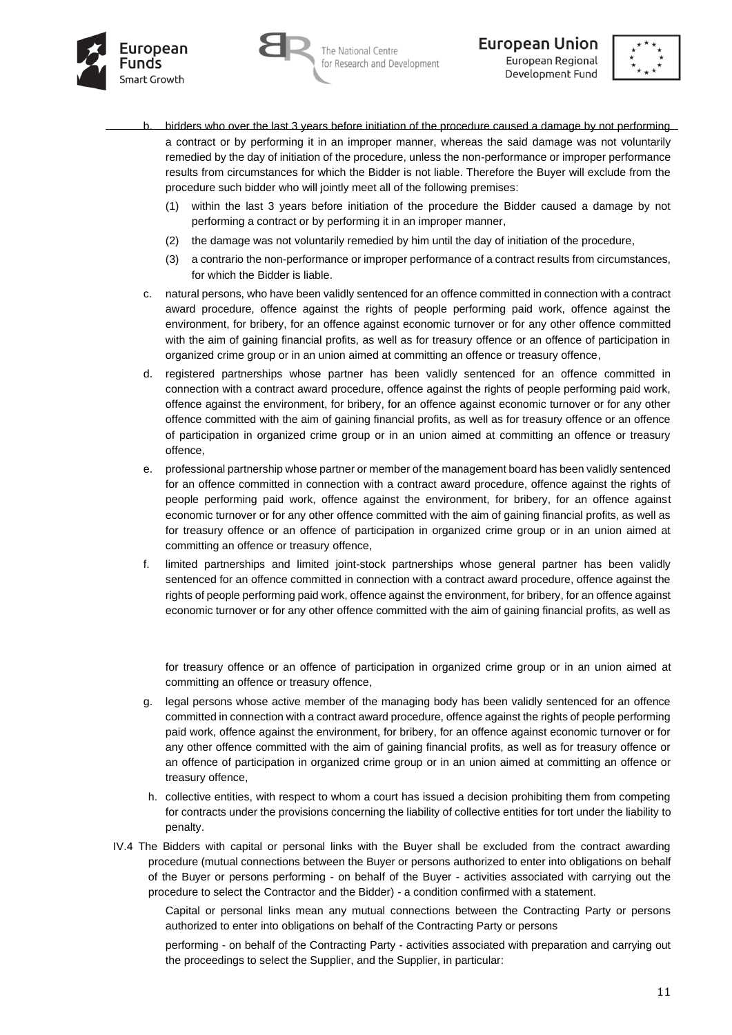b. bidders who over the last 3 years before initiation of the procedure caused a damage by not performing a contract or by performing it in an improper manner, whereas the said damage was not voluntarily remedied by the day of initiation of the procedure, unless the non-performance or improper performance results from circumstances for which the Bidder is not liable. Therefore the Buyer will exclude from the procedure such bidder who will jointly meet all of the following premises:
   (1) within the last 3 years before initiation of the procedure the Bidder caused a damage by not performing a contract or by performing it in an improper manner,
   (2) the damage was not voluntarily remedied by him until the day of initiation of the procedure,
   (3) a contrario the non-performance or improper performance of a contract results from circumstances, for which the Bidder is liable.

c. natural persons, who have been validly sentenced for an offence committed in connection with a contract award procedure, offence against the rights of people performing paid work, offence against the environment, for bribery, for an offence against economic turnover or for any other offence committed with the aim of gaining financial profits, as well as for treasury offence or an offence of participation in organized crime group or in an union aimed at committing an offence or treasury offence,

d. registered partnerships whose partner has been validly sentenced for an offence committed in connection with a contract award procedure, offence against the rights of people performing paid work, offence against the environment, for bribery, for an offence against economic turnover or for any other offence committed with the aim of gaining financial profits, as well as for treasury offence or an offence of participation in organized crime group or in an union aimed at committing an offence or treasury offence,

e. professional partnership whose partner or member of the management board has been validly sentenced for an offence committed in connection with a contract award procedure, offence against the rights of people performing paid work, offence against the environment, for bribery, for an offence against economic turnover or for any other offence committed with the aim of gaining financial profits, as well as for treasury offence or an offence of participation in organized crime group or in an union aimed at committing an offence or treasury offence,

f. limited partnerships and limited joint-stock partnerships whose general partner has been validly sentenced for an offence committed in connection with a contract award procedure, offence against the rights of people performing paid work, offence against the environment, for bribery, for an offence against economic turnover or for any other offence committed with the aim of gaining financial profits, as well as for treasury offence or an offence of participation in organized crime group or in an union aimed at committing an offence or treasury offence,

g. legal persons whose active member of the managing body has been validly sentenced for an offence committed in connection with a contract award procedure, offence against the rights of people performing paid work, offence against the environment, for bribery, for an offence against economic turnover or for any other offence committed with the aim of gaining financial profits, as well as for treasury offence or an offence of participation in organized crime group or in an union aimed at committing an offence or treasury offence,

h. collective entities, with respect to whom a court has issued a decision prohibiting them from competing for contracts under the provisions concerning the liability of collective entities for tort under the liability to penalty.

IV.4 The Bidders with capital or personal links with the Buyer shall be excluded from the contract awarding procedure (mutual connections between the Buyer or persons authorized to enter into obligations on behalf of the Buyer or persons performing - on behalf of the Buyer - activities associated with carrying out the procedure to select the Contractor and the Bidder) - a condition confirmed with a statement.

Capital or personal links mean any mutual connections between the Contracting Party or persons authorized to enter into obligations on behalf of the Contracting Party or persons

performing - on behalf of the Contracting Party - activities associated with preparation and carrying out the proceedings to select the Supplier, and the Supplier, in particular: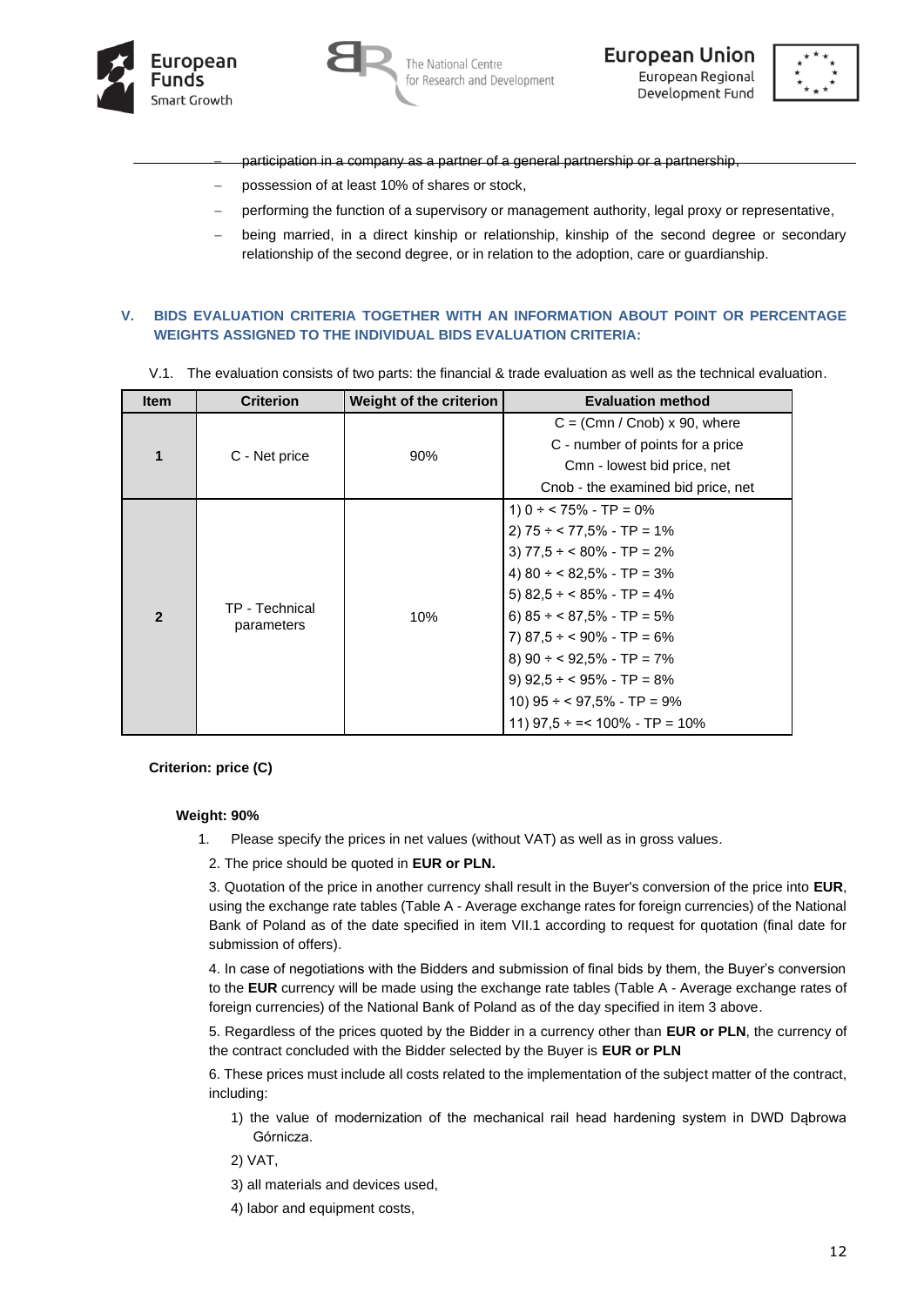- participation in a company as a partner of a general partnership or a partnership,
- possession of at least 10% of shares or stock,
- performing the function of a supervisory or management authority, legal proxy or representative,
- being married, in a direct kinship or relationship, kinship of the second degree or secondary relationship of the second degree, or in relation to the adoption, care or guardianship.

## V. BIDS EVALUATION CRITERIA TOGETHER WITH AN INFORMATION ABOUT POINT OR PERCENTAGE WEIGHTS ASSIGNED TO THE INDIVIDUAL BIDS EVALUATION CRITERIA:

V.1. The evaluation consists of two parts: the financial & trade evaluation as well as the technical evaluation.

| Item | Criterion | Weight of the criterion | Evaluation method |
|---|---|---|---|
| **1** | C - Net price | 90% | C = (Cmn / Cnob) x 90, where<br>C - number of points for a price<br>Cmn - lowest bid price, net<br>Cnob - the examined bid price, net |
| **2** | TP - Technical parameters | 10% | 1) 0 ÷ < 75% - TP = 0%<br>2) 75 ÷ < 77,5% - TP = 1%<br>3) 77,5 ÷ < 80% - TP = 2%<br>4) 80 ÷ < 82,5% - TP = 3%<br>5) 82,5 ÷ < 85% - TP = 4%<br>6) 85 ÷ < 87,5% - TP = 5%<br>7) 87,5 ÷ < 90% - TP = 6%<br>8) 90 ÷ < 92,5% - TP = 7%<br>9) 92,5 ÷ < 95% - TP = 8%<br>10) 95 ÷ < 97,5% - TP = 9%<br>11) 97,5 ÷ =< 100% - TP = 10% |

**Criterion: price (C)**

**Weight: 90%**

1. Please specify the prices in net values (without VAT) as well as in gross values.

2. The price should be quoted in **EUR or PLN.**

3. Quotation of the price in another currency shall result in the Buyer's conversion of the price into **EUR**, using the exchange rate tables (Table A - Average exchange rates for foreign currencies) of the National Bank of Poland as of the date specified in item VII.1 according to request for quotation (final date for submission of offers).

4. In case of negotiations with the Bidders and submission of final bids by them, the Buyer's conversion to the **EUR** currency will be made using the exchange rate tables (Table A - Average exchange rates of foreign currencies) of the National Bank of Poland as of the day specified in item 3 above.

5. Regardless of the prices quoted by the Bidder in a currency other than **EUR or PLN**, the currency of the contract concluded with the Bidder selected by the Buyer is **EUR or PLN**

6. These prices must include all costs related to the implementation of the subject matter of the contract, including:

1) the value of modernization of the mechanical rail head hardening system in DWD Dąbrowa Górnicza.

2) VAT,

3) all materials and devices used,

4) labor and equipment costs,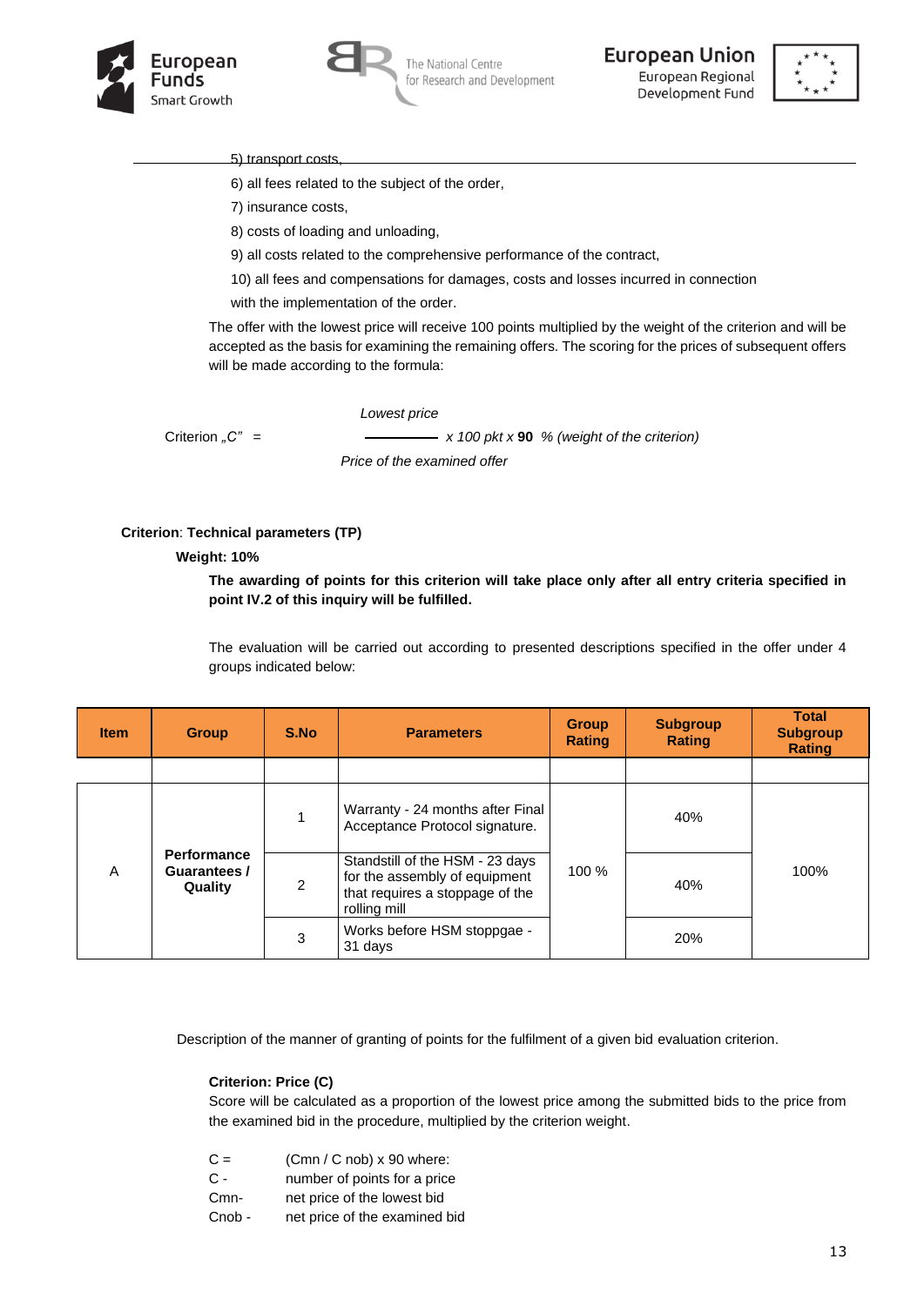5) transport costs,

6) all fees related to the subject of the order,

7) insurance costs,

8) costs of loading and unloading,

9) all costs related to the comprehensive performance of the contract,

10) all fees and compensations for damages, costs and losses incurred in connection with the implementation of the order.

The offer with the lowest price will receive 100 points multiplied by the weight of the criterion and will be accepted as the basis for examining the remaining offers. The scoring for the prices of subsequent offers will be made according to the formula:

$$\text{Criterion „C"} = \frac{\textit{Lowest price}}{\textit{Price of the examined offer}} \times 100 \text{ pkt} \times \mathbf{90}\ \%\ \text{(weight of the criterion)}$$

**Criterion**: **Technical parameters (TP)**

**Weight: 10%**

**The awarding of points for this criterion will take place only after all entry criteria specified in point IV.2 of this inquiry will be fulfilled.**

The evaluation will be carried out according to presented descriptions specified in the offer under 4 groups indicated below:

| Item | Group | S.No | Parameters | Group Rating | Subgroup Rating | Total Subgroup Rating |
|---|---|---|---|---|---|---|
| | | | | | | |
| A | Performance Guarantees / Quality | 1 | Warranty - 24 months after Final Acceptance Protocol signature. | 100 % | 40% | 100% |
| | | 2 | Standstill of the HSM - 23 days for the assembly of equipment that requires a stoppage of the rolling mill | | 40% | |
| | | 3 | Works before HSM stoppgae - 31 days | | 20% | |

Description of the manner of granting of points for the fulfilment of a given bid evaluation criterion.

**Criterion: Price (C)**

Score will be calculated as a proportion of the lowest price among the submitted bids to the price from the examined bid in the procedure, multiplied by the criterion weight.

C = (Cmn / C nob) x 90 where:

C - number of points for a price

Cmn- net price of the lowest bid

Cnob - net price of the examined bid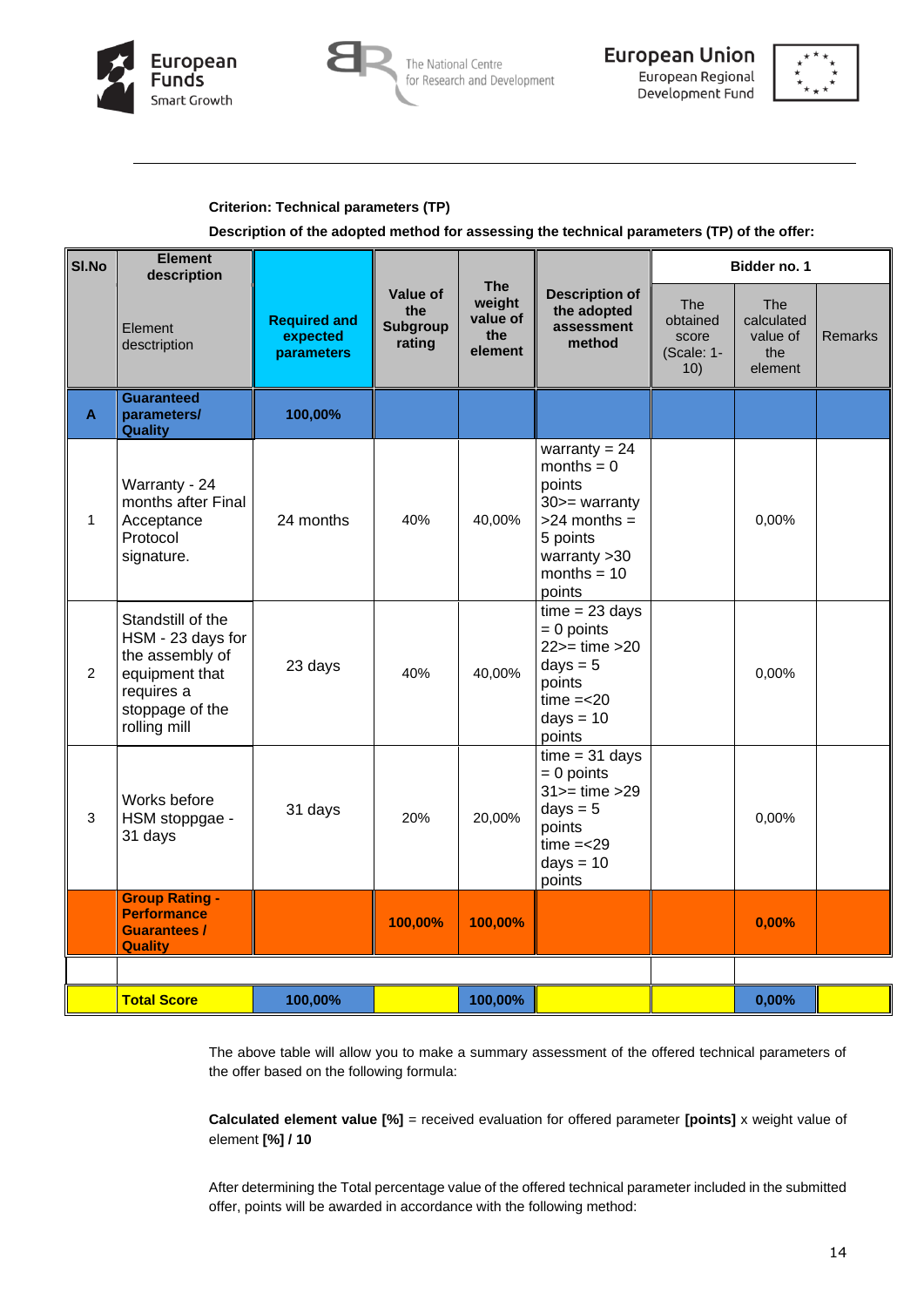**Criterion: Technical parameters (TP)**

**Description of the adopted method for assessing the technical parameters (TP) of the offer:**

| Sl.No | Element description | Required and expected parameters | Value of the Subgroup rating | The weight value of the element | Description of the adopted assessment method | Bidder no. 1 | | |
|---|---|---|---|---|---|---|---|---|
| | Element description | | | | | The obtained score (Scale: 1-10) | The calculated value of the element | Remarks |
| **A** | **Guaranteed parameters/ Quality** | **100,00%** | | | | | | |
| 1 | Warranty - 24 months after Final Acceptance Protocol signature. | 24 months | 40% | 40,00% | warranty = 24 months = 0 points 30>= warranty >24 months = 5 points warranty >30 months = 10 points | | 0,00% | |
| 2 | Standstill of the HSM - 23 days for the assembly of equipment that requires a stoppage of the rolling mill | 23 days | 40% | 40,00% | time = 23 days = 0 points 22>= time >20 days = 5 points time =<20 days = 10 points | | 0,00% | |
| 3 | Works before HSM stopppage - 31 days | 31 days | 20% | 20,00% | time = 31 days = 0 points 31>= time >29 days = 5 points time =<29 days = 10 points | | 0,00% | |
| | **Group Rating - Performance Guarantees / Quality** | | **100,00%** | **100,00%** | | | **0,00%** | |
| | | | | | | | | |
| | **Total Score** | **100,00%** | | **100,00%** | | | **0,00%** | |

The above table will allow you to make a summary assessment of the offered technical parameters of the offer based on the following formula:

**Calculated element value [%]** = received evaluation for offered parameter **[points]** x weight value of element **[%] / 10**

After determining the Total percentage value of the offered technical parameter included in the submitted offer, points will be awarded in accordance with the following method: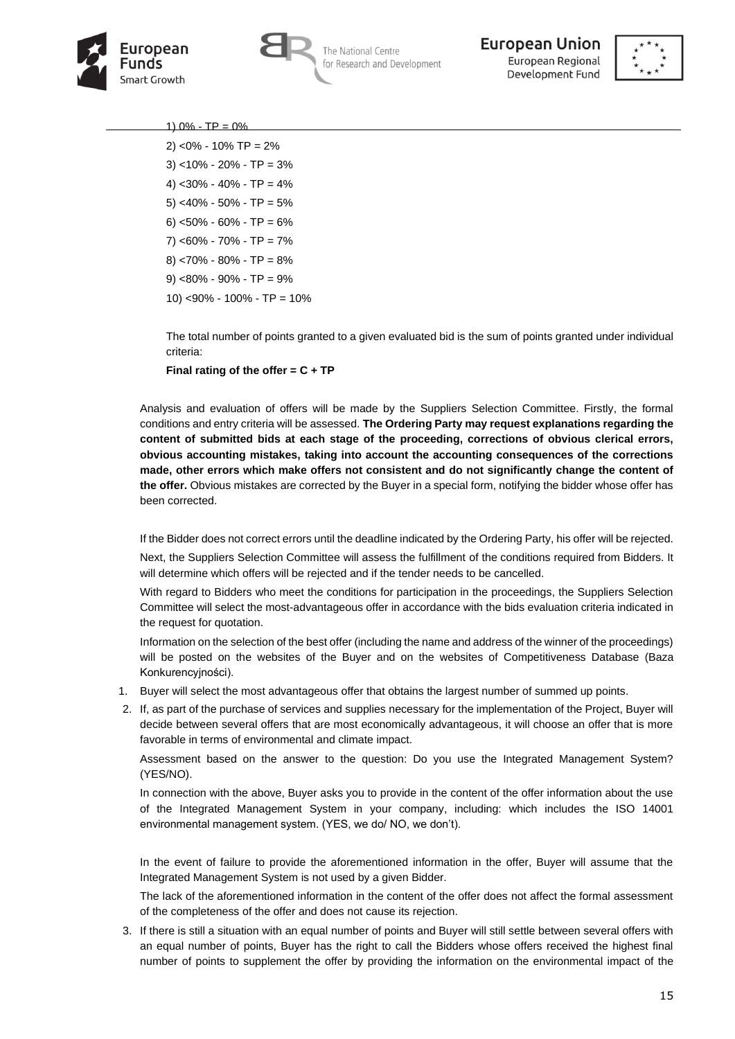1) 0% - TP = 0%

2) <0% - 10% TP = 2%

3) <10% - 20% - TP = 3%

4) <30% - 40% - TP = 4%

5) <40% - 50% - TP = 5%

6) <50% - 60% - TP = 6%

7) <60% - 70% - TP = 7%

8) <70% - 80% - TP = 8%

9) <80% - 90% - TP = 9%

10) <90% - 100% - TP = 10%

The total number of points granted to a given evaluated bid is the sum of points granted under individual criteria:

**Final rating of the offer = C + TP**

Analysis and evaluation of offers will be made by the Suppliers Selection Committee. Firstly, the formal conditions and entry criteria will be assessed. **The Ordering Party may request explanations regarding the content of submitted bids at each stage of the proceeding, corrections of obvious clerical errors, obvious accounting mistakes, taking into account the accounting consequences of the corrections made, other errors which make offers not consistent and do not significantly change the content of the offer.** Obvious mistakes are corrected by the Buyer in a special form, notifying the bidder whose offer has been corrected.

If the Bidder does not correct errors until the deadline indicated by the Ordering Party, his offer will be rejected.

Next, the Suppliers Selection Committee will assess the fulfillment of the conditions required from Bidders. It will determine which offers will be rejected and if the tender needs to be cancelled.

With regard to Bidders who meet the conditions for participation in the proceedings, the Suppliers Selection Committee will select the most-advantageous offer in accordance with the bids evaluation criteria indicated in the request for quotation.

Information on the selection of the best offer (including the name and address of the winner of the proceedings) will be posted on the websites of the Buyer and on the websites of Competitiveness Database (Baza Konkurencyjności).

1. Buyer will select the most advantageous offer that obtains the largest number of summed up points.
2. If, as part of the purchase of services and supplies necessary for the implementation of the Project, Buyer will decide between several offers that are most economically advantageous, it will choose an offer that is more favorable in terms of environmental and climate impact.

   Assessment based on the answer to the question: Do you use the Integrated Management System? (YES/NO).

   In connection with the above, Buyer asks you to provide in the content of the offer information about the use of the Integrated Management System in your company, including: which includes the ISO 14001 environmental management system. (YES, we do/ NO, we don't).

   In the event of failure to provide the aforementioned information in the offer, Buyer will assume that the Integrated Management System is not used by a given Bidder.

   The lack of the aforementioned information in the content of the offer does not affect the formal assessment of the completeness of the offer and does not cause its rejection.
3. If there is still a situation with an equal number of points and Buyer will still settle between several offers with an equal number of points, Buyer has the right to call the Bidders whose offers received the highest final number of points to supplement the offer by providing the information on the environmental impact of the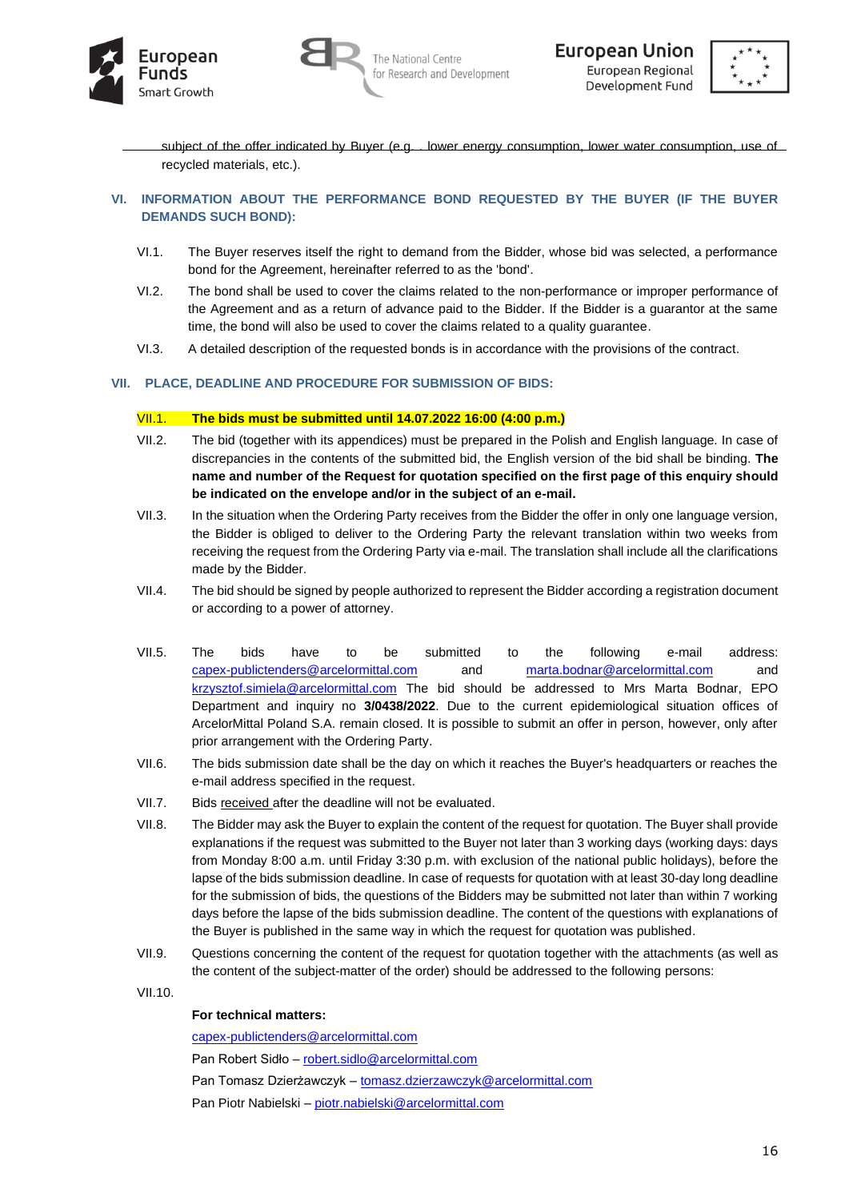subject of the offer indicated by Buyer (e.g. , lower energy consumption, lower water consumption, use of recycled materials, etc.).

## VI. INFORMATION ABOUT THE PERFORMANCE BOND REQUESTED BY THE BUYER (IF THE BUYER DEMANDS SUCH BOND):

VI.1. The Buyer reserves itself the right to demand from the Bidder, whose bid was selected, a performance bond for the Agreement, hereinafter referred to as the 'bond'.

VI.2. The bond shall be used to cover the claims related to the non-performance or improper performance of the Agreement and as a return of advance paid to the Bidder. If the Bidder is a guarantor at the same time, the bond will also be used to cover the claims related to a quality guarantee.

VI.3. A detailed description of the requested bonds is in accordance with the provisions of the contract.

## VII. PLACE, DEADLINE AND PROCEDURE FOR SUBMISSION OF BIDS:

VII.1. **The bids must be submitted until 14.07.2022 16:00 (4:00 p.m.)**

VII.2. The bid (together with its appendices) must be prepared in the Polish and English language. In case of discrepancies in the contents of the submitted bid, the English version of the bid shall be binding. **The name and number of the Request for quotation specified on the first page of this enquiry should be indicated on the envelope and/or in the subject of an e-mail.**

VII.3. In the situation when the Ordering Party receives from the Bidder the offer in only one language version, the Bidder is obliged to deliver to the Ordering Party the relevant translation within two weeks from receiving the request from the Ordering Party via e-mail. The translation shall include all the clarifications made by the Bidder.

VII.4. The bid should be signed by people authorized to represent the Bidder according a registration document or according to a power of attorney.

VII.5. The bids have to be submitted to the following e-mail address: capex-publictenders@arcelormittal.com and marta.bodnar@arcelormittal.com and krzysztof.simiela@arcelormittal.com The bid should be addressed to Mrs Marta Bodnar, EPO Department and inquiry no **3/0438/2022**. Due to the current epidemiological situation offices of ArcelorMittal Poland S.A. remain closed. It is possible to submit an offer in person, however, only after prior arrangement with the Ordering Party.

VII.6. The bids submission date shall be the day on which it reaches the Buyer's headquarters or reaches the e-mail address specified in the request.

VII.7. Bids received after the deadline will not be evaluated.

VII.8. The Bidder may ask the Buyer to explain the content of the request for quotation. The Buyer shall provide explanations if the request was submitted to the Buyer not later than 3 working days (working days: days from Monday 8:00 a.m. until Friday 3:30 p.m. with exclusion of the national public holidays), before the lapse of the bids submission deadline. In case of requests for quotation with at least 30-day long deadline for the submission of bids, the questions of the Bidders may be submitted not later than within 7 working days before the lapse of the bids submission deadline. The content of the questions with explanations of the Buyer is published in the same way in which the request for quotation was published.

VII.9. Questions concerning the content of the request for quotation together with the attachments (as well as the content of the subject-matter of the order) should be addressed to the following persons:

VII.10.

**For technical matters:**

capex-publictenders@arcelormittal.com

Pan Robert Sidło – robert.sidlo@arcelormittal.com

Pan Tomasz Dzierżawczyk – tomasz.dzierzawczyk@arcelormittal.com

Pan Piotr Nabielski – piotr.nabielski@arcelormittal.com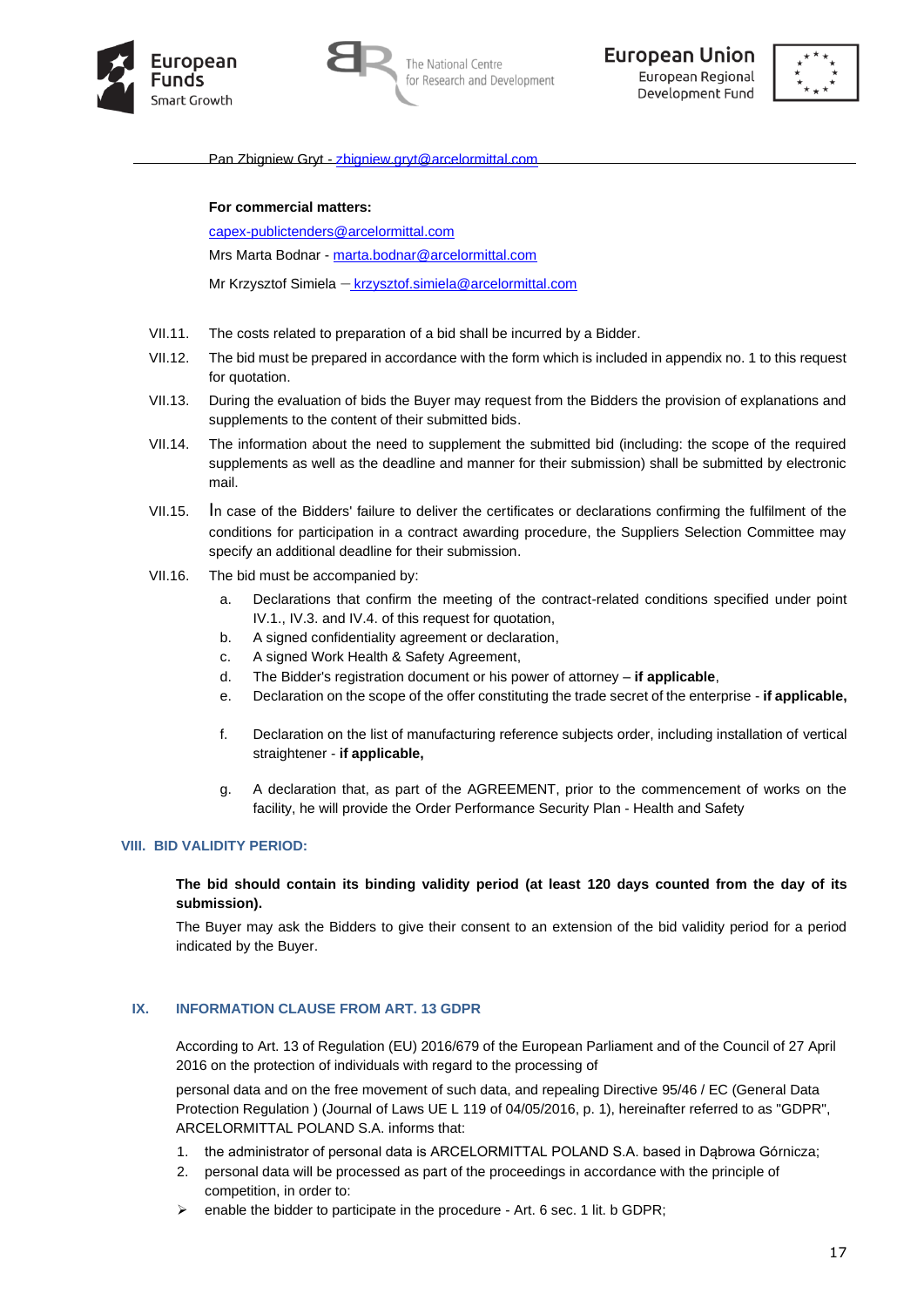Pan Zbigniew Gryt - zbigniew.gryt@arcelormittal.com

**For commercial matters:**

capex-publictenders@arcelormittal.com

Mrs Marta Bodnar - marta.bodnar@arcelormittal.com

Mr Krzysztof Simiela – krzysztof.simiela@arcelormittal.com

VII.11. The costs related to preparation of a bid shall be incurred by a Bidder.

VII.12. The bid must be prepared in accordance with the form which is included in appendix no. 1 to this request for quotation.

VII.13. During the evaluation of bids the Buyer may request from the Bidders the provision of explanations and supplements to the content of their submitted bids.

VII.14. The information about the need to supplement the submitted bid (including: the scope of the required supplements as well as the deadline and manner for their submission) shall be submitted by electronic mail.

VII.15. In case of the Bidders' failure to deliver the certificates or declarations confirming the fulfilment of the conditions for participation in a contract awarding procedure, the Suppliers Selection Committee may specify an additional deadline for their submission.

VII.16. The bid must be accompanied by:

a. Declarations that confirm the meeting of the contract-related conditions specified under point IV.1., IV.3. and IV.4. of this request for quotation,
b. A signed confidentiality agreement or declaration,
c. A signed Work Health & Safety Agreement,
d. The Bidder's registration document or his power of attorney – **if applicable**,
e. Declaration on the scope of the offer constituting the trade secret of the enterprise - **if applicable,**
f. Declaration on the list of manufacturing reference subjects order, including installation of vertical straightener - **if applicable,**
g. A declaration that, as part of the AGREEMENT, prior to the commencement of works on the facility, he will provide the Order Performance Security Plan - Health and Safety

## VIII. BID VALIDITY PERIOD:

**The bid should contain its binding validity period (at least 120 days counted from the day of its submission).**

The Buyer may ask the Bidders to give their consent to an extension of the bid validity period for a period indicated by the Buyer.

## IX. INFORMATION CLAUSE FROM ART. 13 GDPR

According to Art. 13 of Regulation (EU) 2016/679 of the European Parliament and of the Council of 27 April 2016 on the protection of individuals with regard to the processing of

personal data and on the free movement of such data, and repealing Directive 95/46 / EC (General Data Protection Regulation ) (Journal of Laws UE L 119 of 04/05/2016, p. 1), hereinafter referred to as "GDPR", ARCELORMITTAL POLAND S.A. informs that:

1. the administrator of personal data is ARCELORMITTAL POLAND S.A. based in Dąbrowa Górnicza;
2. personal data will be processed as part of the proceedings in accordance with the principle of competition, in order to:

- enable the bidder to participate in the procedure - Art. 6 sec. 1 lit. b GDPR;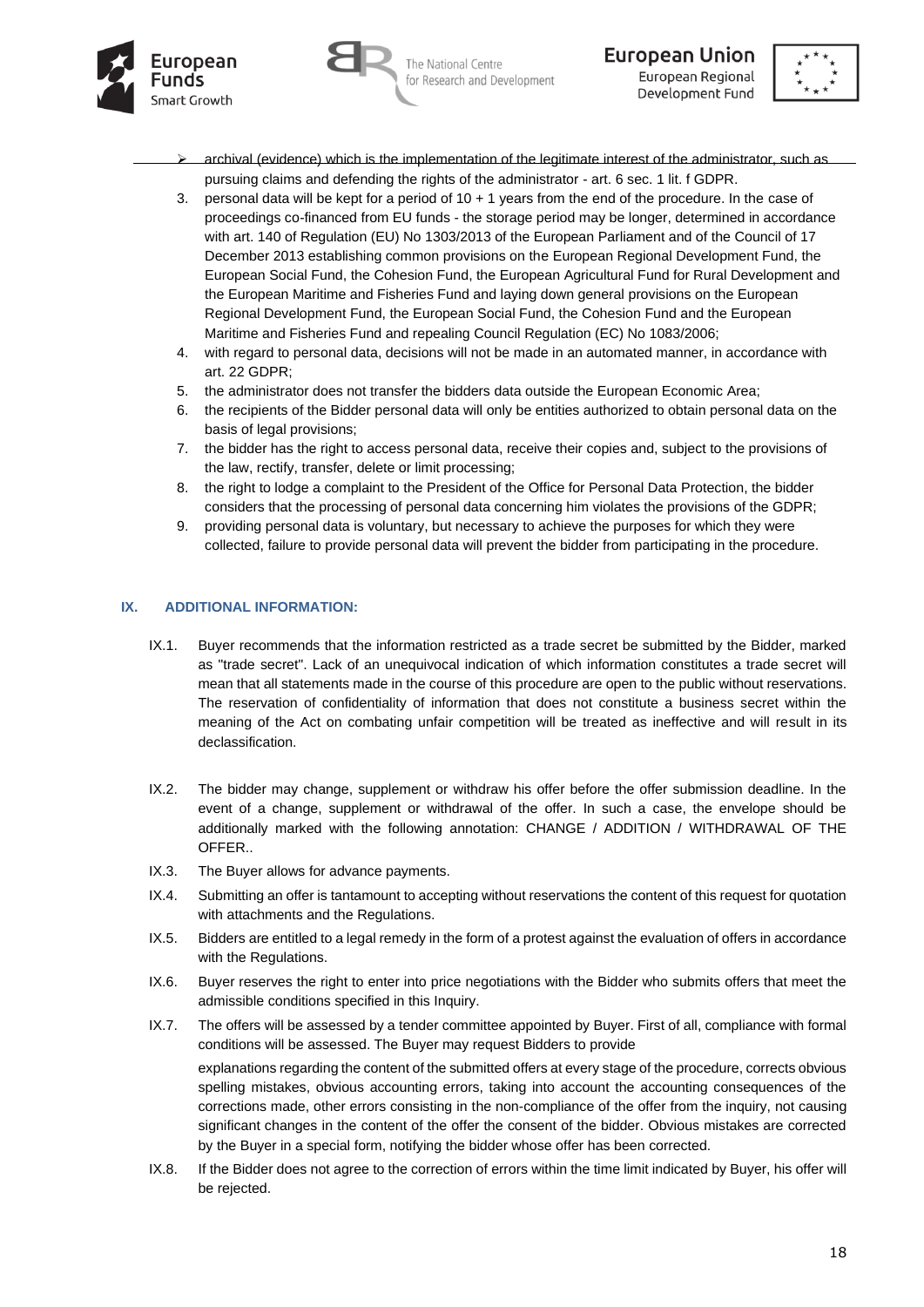- archival (evidence) which is the implementation of the legitimate interest of the administrator, such as pursuing claims and defending the rights of the administrator - art. 6 sec. 1 lit. f GDPR.

3. personal data will be kept for a period of 10 + 1 years from the end of the procedure. In the case of proceedings co-financed from EU funds - the storage period may be longer, determined in accordance with art. 140 of Regulation (EU) No 1303/2013 of the European Parliament and of the Council of 17 December 2013 establishing common provisions on the European Regional Development Fund, the European Social Fund, the Cohesion Fund, the European Agricultural Fund for Rural Development and the European Maritime and Fisheries Fund and laying down general provisions on the European Regional Development Fund, the European Social Fund, the Cohesion Fund and the European Maritime and Fisheries Fund and repealing Council Regulation (EC) No 1083/2006;
4. with regard to personal data, decisions will not be made in an automated manner, in accordance with art. 22 GDPR;
5. the administrator does not transfer the bidders data outside the European Economic Area;
6. the recipients of the Bidder personal data will only be entities authorized to obtain personal data on the basis of legal provisions;
7. the bidder has the right to access personal data, receive their copies and, subject to the provisions of the law, rectify, transfer, delete or limit processing;
8. the right to lodge a complaint to the President of the Office for Personal Data Protection, the bidder considers that the processing of personal data concerning him violates the provisions of the GDPR;
9. providing personal data is voluntary, but necessary to achieve the purposes for which they were collected, failure to provide personal data will prevent the bidder from participating in the procedure.

## IX. ADDITIONAL INFORMATION:

IX.1. Buyer recommends that the information restricted as a trade secret be submitted by the Bidder, marked as "trade secret". Lack of an unequivocal indication of which information constitutes a trade secret will mean that all statements made in the course of this procedure are open to the public without reservations. The reservation of confidentiality of information that does not constitute a business secret within the meaning of the Act on combating unfair competition will be treated as ineffective and will result in its declassification.

IX.2. The bidder may change, supplement or withdraw his offer before the offer submission deadline. In the event of a change, supplement or withdrawal of the offer. In such a case, the envelope should be additionally marked with the following annotation: CHANGE / ADDITION / WITHDRAWAL OF THE OFFER..

IX.3. The Buyer allows for advance payments.

IX.4. Submitting an offer is tantamount to accepting without reservations the content of this request for quotation with attachments and the Regulations.

IX.5. Bidders are entitled to a legal remedy in the form of a protest against the evaluation of offers in accordance with the Regulations.

IX.6. Buyer reserves the right to enter into price negotiations with the Bidder who submits offers that meet the admissible conditions specified in this Inquiry.

IX.7. The offers will be assessed by a tender committee appointed by Buyer. First of all, compliance with formal conditions will be assessed. The Buyer may request Bidders to provide explanations regarding the content of the submitted offers at every stage of the procedure, corrects obvious spelling mistakes, obvious accounting errors, taking into account the accounting consequences of the corrections made, other errors consisting in the non-compliance of the offer from the inquiry, not causing significant changes in the content of the offer the consent of the bidder. Obvious mistakes are corrected by the Buyer in a special form, notifying the bidder whose offer has been corrected.

IX.8. If the Bidder does not agree to the correction of errors within the time limit indicated by Buyer, his offer will be rejected.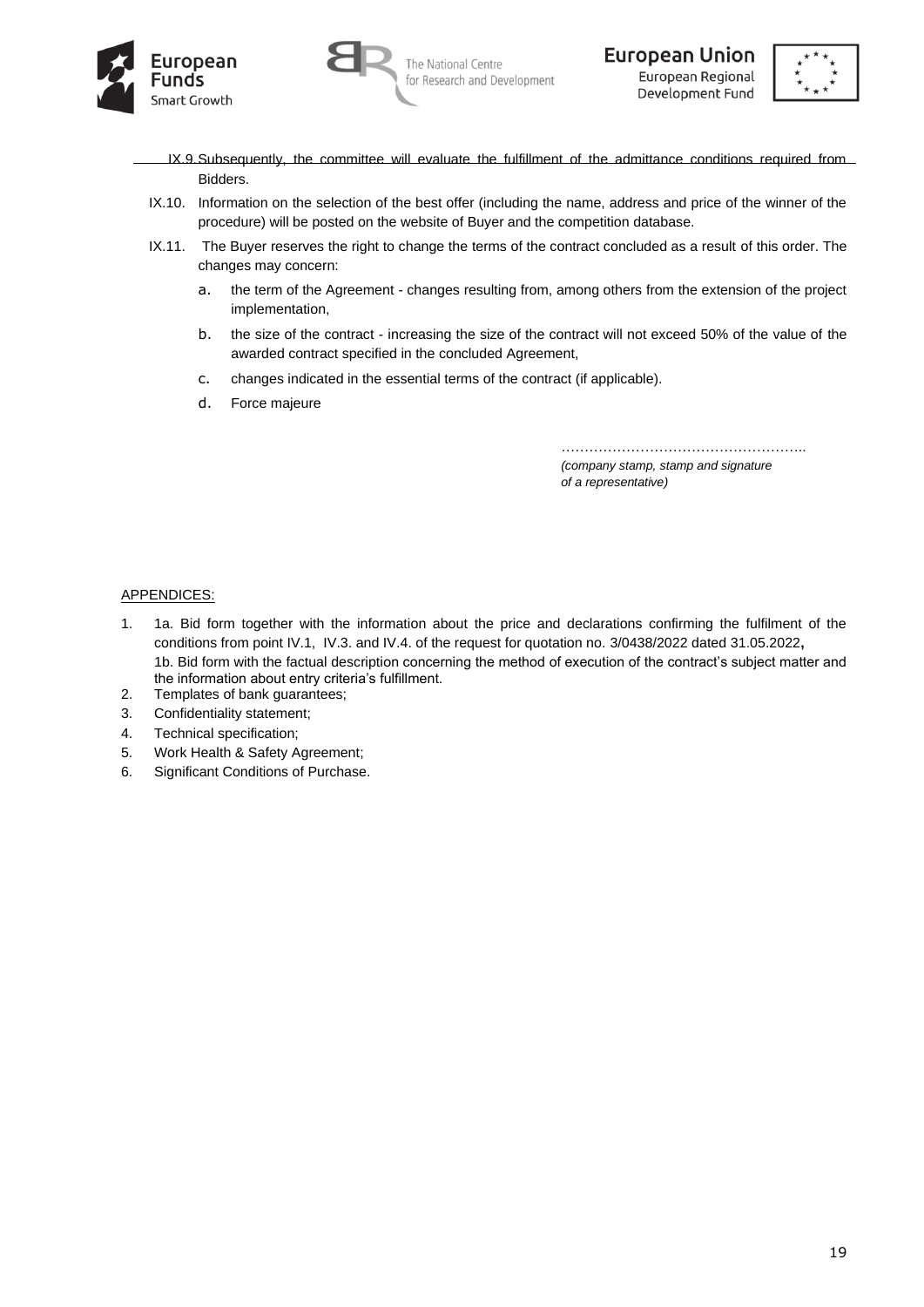IX.9. Subsequently, the committee will evaluate the fulfillment of the admittance conditions required from Bidders.

IX.10. Information on the selection of the best offer (including the name, address and price of the winner of the procedure) will be posted on the website of Buyer and the competition database.

IX.11. The Buyer reserves the right to change the terms of the contract concluded as a result of this order. The changes may concern:

a. the term of the Agreement - changes resulting from, among others from the extension of the project implementation,

b. the size of the contract - increasing the size of the contract will not exceed 50% of the value of the awarded contract specified in the concluded Agreement,

c. changes indicated in the essential terms of the contract (if applicable).

d. Force majeure

……………………………………………..
*(company stamp, stamp and signature of a representative)*

APPENDICES:

1. 1a. Bid form together with the information about the price and declarations confirming the fulfilment of the conditions from point IV.1, IV.3. and IV.4. of the request for quotation no. 3/0438/2022 dated 31.05.2022**,**
   1b. Bid form with the factual description concerning the method of execution of the contract's subject matter and the information about entry criteria's fulfillment.
2. Templates of bank guarantees;
3. Confidentiality statement;
4. Technical specification;
5. Work Health & Safety Agreement;
6. Significant Conditions of Purchase.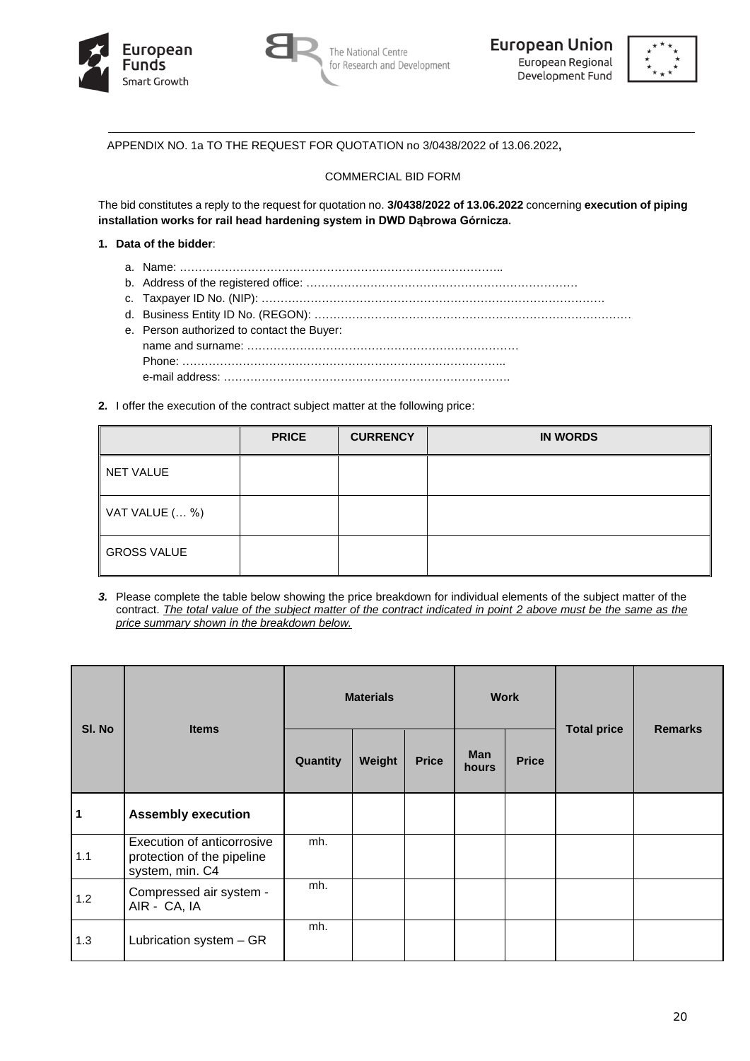APPENDIX NO. 1a TO THE REQUEST FOR QUOTATION no 3/0438/2022 of 13.06.2022**,**

COMMERCIAL BID FORM

The bid constitutes a reply to the request for quotation no. **3/0438/2022 of 13.06.2022** concerning **execution of piping installation works for rail head hardening system in DWD Dąbrowa Górnicza.**

1. **Data of the bidder**:
   a. Name: …………………………………………………………………………..
   b. Address of the registered office: ………………………………………………………………
   c. Taxpayer ID No. (NIP): ……………………………………………………………………………
   d. Business Entity ID No. (REGON): …………………………………………………………………………
   e. Person authorized to contact the Buyer:
      name and surname: ………………………………………………………………
      Phone: …………………………………………………………………………..
      e-mail address: …………………………………………………………………..

2. I offer the execution of the contract subject matter at the following price:

| | PRICE | CURRENCY | IN WORDS |
|---|---|---|---|
| NET VALUE | | | |
| VAT VALUE (… %) | | | |
| GROSS VALUE | | | |

***3.*** Please complete the table below showing the price breakdown for individual elements of the subject matter of the contract. *The total value of the subject matter of the contract indicated in point 2 above must be the same as the price summary shown in the breakdown below.*

| Sl. No | Items | Materials | | | Work | | Total price | Remarks |
|---|---|---|---|---|---|---|---|---|
| | | Quantity | Weight | Price | Man hours | Price | | |
| **1** | **Assembly execution** | | | | | | | |
| 1.1 | Execution of anticorrosive protection of the pipeline system, min. C4 | mh. | | | | | | |
| 1.2 | Compressed air system - AIR - CA, IA | mh. | | | | | | |
| 1.3 | Lubrication system – GR | mh. | | | | | | |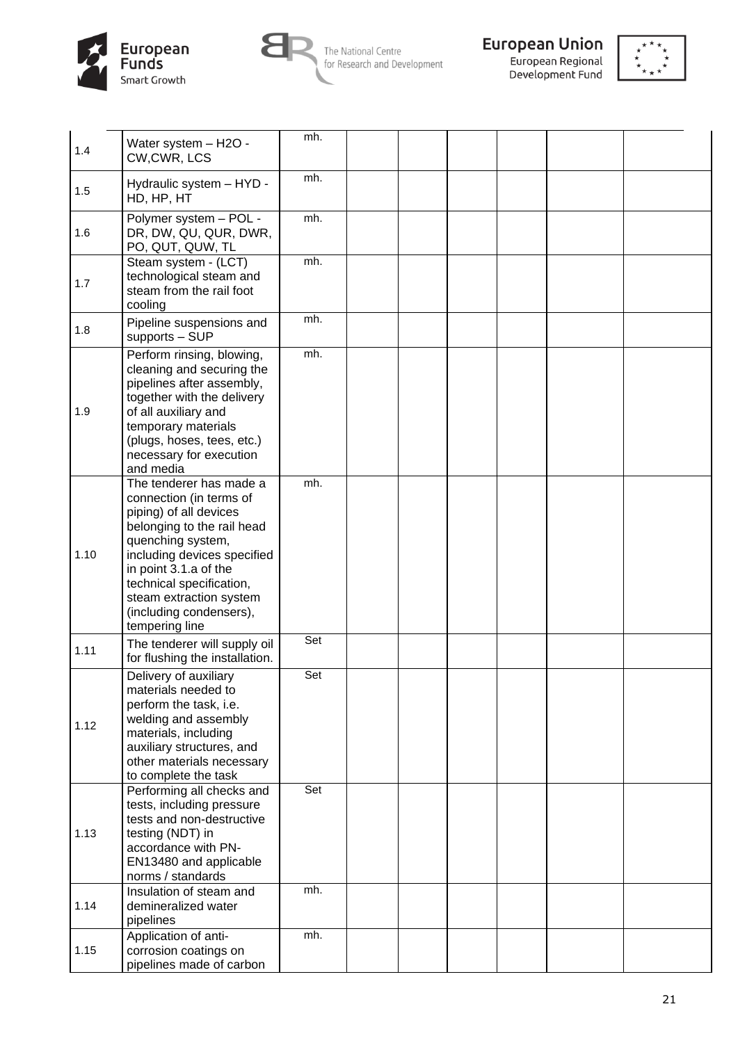| | | | | | | | | |
|---|---|---|---|---|---|---|---|---|
| 1.4 | Water system – $H_2O$ - CW,CWR, LCS | mh. | | | | | | |
| 1.5 | Hydraulic system – HYD - HD, HP, HT | mh. | | | | | | |
| 1.6 | Polymer system – POL - DR, DW, QU, QUR, DWR, PO, QUT, QUW, TL | mh. | | | | | | |
| 1.7 | Steam system - (LCT) technological steam and steam from the rail foot cooling | mh. | | | | | | |
| 1.8 | Pipeline suspensions and supports – SUP | mh. | | | | | | |
| 1.9 | Perform rinsing, blowing, cleaning and securing the pipelines after assembly, together with the delivery of all auxiliary and temporary materials (plugs, hoses, tees, etc.) necessary for execution and media | mh. | | | | | | |
| 1.10 | The tenderer has made a connection (in terms of piping) of all devices belonging to the rail head quenching system, including devices specified in point 3.1.a of the technical specification, steam extraction system (including condensers), tempering line | mh. | | | | | | |
| 1.11 | The tenderer will supply oil for flushing the installation. | Set | | | | | | |
| 1.12 | Delivery of auxiliary materials needed to perform the task, i.e. welding and assembly materials, including auxiliary structures, and other materials necessary to complete the task | Set | | | | | | |
| 1.13 | Performing all checks and tests, including pressure tests and non-destructive testing (NDT) in accordance with PN-EN13480 and applicable norms / standards | Set | | | | | | |
| 1.14 | Insulation of steam and demineralized water pipelines | mh. | | | | | | |
| 1.15 | Application of anti-corrosion coatings on pipelines made of carbon | mh. | | | | | | |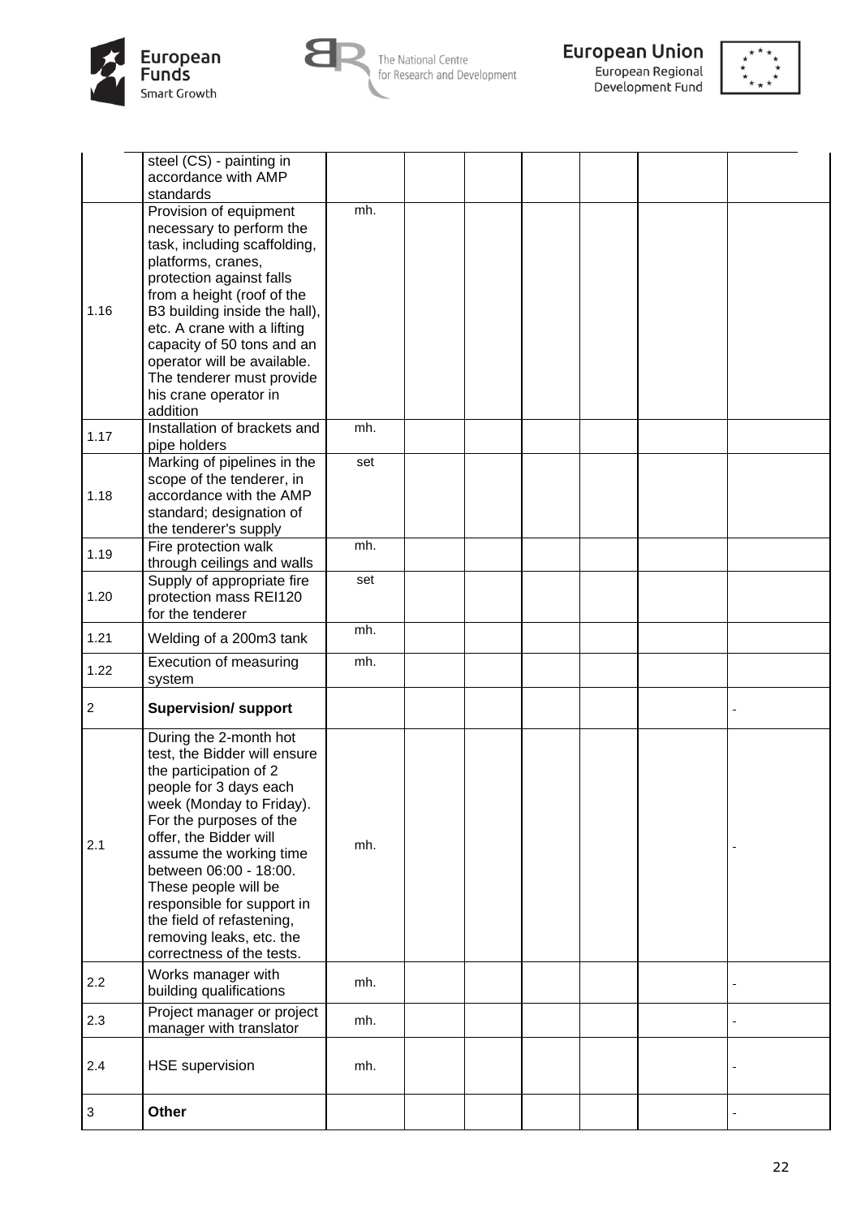| | | | | | | | | |
|---|---|---|---|---|---|---|---|---|
| | steel (CS) - painting in accordance with AMP standards | | | | | | | |
| 1.16 | Provision of equipment necessary to perform the task, including scaffolding, platforms, cranes, protection against falls from a height (roof of the B3 building inside the hall), etc. A crane with a lifting capacity of 50 tons and an operator will be available. The tenderer must provide his crane operator in addition | mh. | | | | | | |
| 1.17 | Installation of brackets and pipe holders | mh. | | | | | | |
| 1.18 | Marking of pipelines in the scope of the tenderer, in accordance with the AMP standard; designation of the tenderer's supply | set | | | | | | |
| 1.19 | Fire protection walk through ceilings and walls | mh. | | | | | | |
| 1.20 | Supply of appropriate fire protection mass REI120 for the tenderer | set | | | | | | |
| 1.21 | Welding of a 200m3 tank | mh. | | | | | | |
| 1.22 | Execution of measuring system | mh. | | | | | | |
| 2 | **Supervision/ support** | | | | | | | - |
| 2.1 | During the 2-month hot test, the Bidder will ensure the participation of 2 people for 3 days each week (Monday to Friday). For the purposes of the offer, the Bidder will assume the working time between 06:00 - 18:00. These people will be responsible for support in the field of refastening, removing leaks, etc. the correctness of the tests. | mh. | | | | | | - |
| 2.2 | Works manager with building qualifications | mh. | | | | | | - |
| 2.3 | Project manager or project manager with translator | mh. | | | | | | - |
| 2.4 | HSE supervision | mh. | | | | | | - |
| 3 | **Other** | | | | | | | - |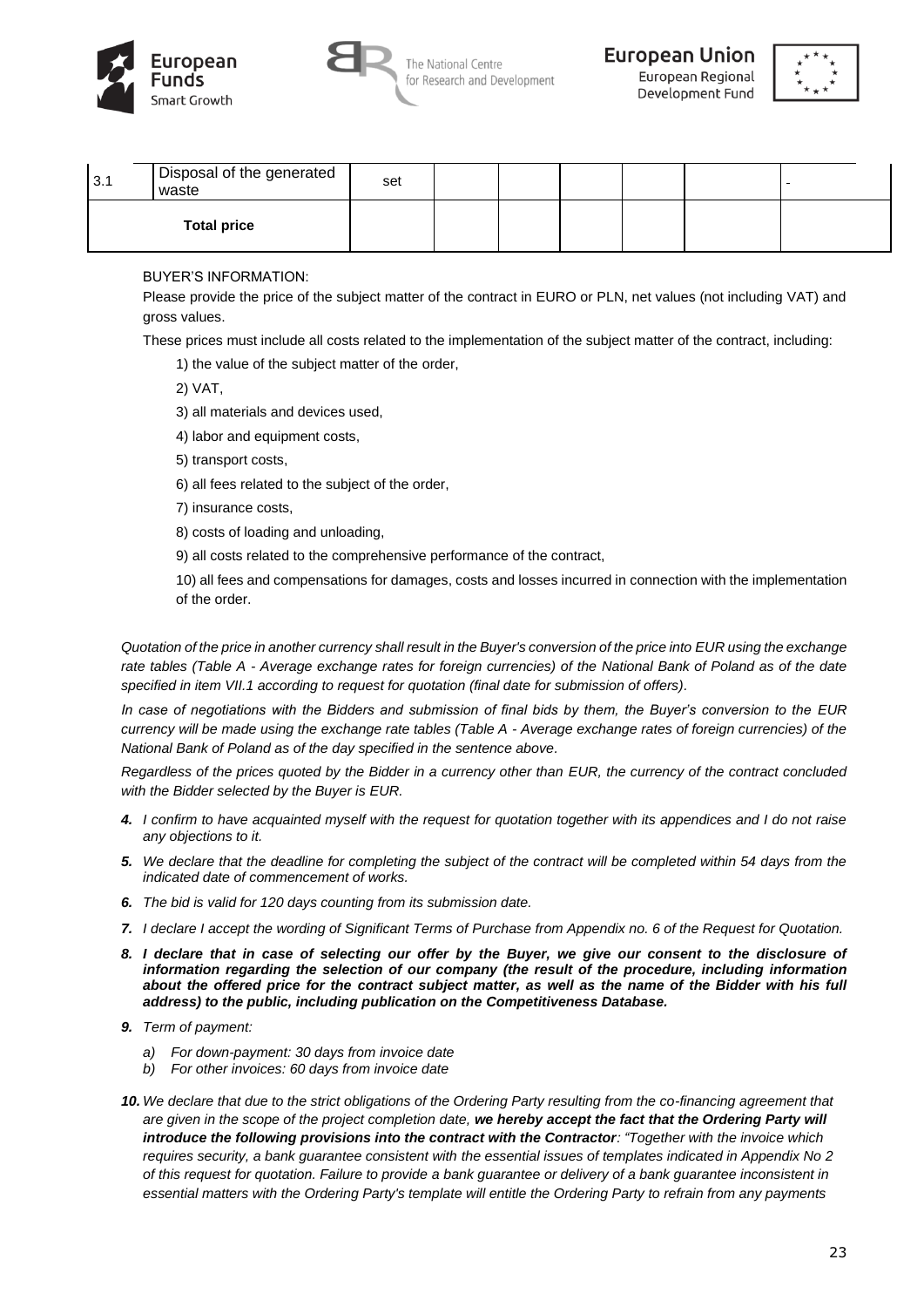| 3.1 | Disposal of the generated waste | set | | | | | | - |
|---|---|---|---|---|---|---|---|---|
| **Total price** | | | | | | | | |

BUYER'S INFORMATION:

Please provide the price of the subject matter of the contract in EURO or PLN, net values (not including VAT) and gross values.

These prices must include all costs related to the implementation of the subject matter of the contract, including:

1) the value of the subject matter of the order,

2) VAT,

3) all materials and devices used,

4) labor and equipment costs,

5) transport costs,

6) all fees related to the subject of the order,

7) insurance costs,

8) costs of loading and unloading,

9) all costs related to the comprehensive performance of the contract,

10) all fees and compensations for damages, costs and losses incurred in connection with the implementation of the order.

*Quotation of the price in another currency shall result in the Buyer's conversion of the price into EUR using the exchange rate tables (Table A - Average exchange rates for foreign currencies) of the National Bank of Poland as of the date specified in item VII.1 according to request for quotation (final date for submission of offers).*

*In case of negotiations with the Bidders and submission of final bids by them, the Buyer's conversion to the EUR currency will be made using the exchange rate tables (Table A - Average exchange rates of foreign currencies) of the National Bank of Poland as of the day specified in the sentence above.*

*Regardless of the prices quoted by the Bidder in a currency other than EUR, the currency of the contract concluded with the Bidder selected by the Buyer is EUR.*

***4.*** *I confirm to have acquainted myself with the request for quotation together with its appendices and I do not raise any objections to it.*

***5.*** *We declare that the deadline for completing the subject of the contract will be completed within 54 days from the indicated date of commencement of works.*

***6.*** *The bid is valid for 120 days counting from its submission date.*

***7.*** *I declare I accept the wording of Significant Terms of Purchase from Appendix no. 6 of the Request for Quotation.*

***8. I declare that in case of selecting our offer by the Buyer, we give our consent to the disclosure of information regarding the selection of our company (the result of the procedure, including information about the offered price for the contract subject matter, as well as the name of the Bidder with his full address) to the public, including publication on the Competitiveness Database.***

***9.*** *Term of payment:*

*a) For down-payment: 30 days from invoice date*
*b) For other invoices: 60 days from invoice date*

***10.*** *We declare that due to the strict obligations of the Ordering Party resulting from the co-financing agreement that are given in the scope of the project completion date,* ***we hereby accept the fact that the Ordering Party will introduce the following provisions into the contract with the Contractor****: "Together with the invoice which requires security, a bank guarantee consistent with the essential issues of templates indicated in Appendix No 2 of this request for quotation. Failure to provide a bank guarantee or delivery of a bank guarantee inconsistent in essential matters with the Ordering Party's template will entitle the Ordering Party to refrain from any payments*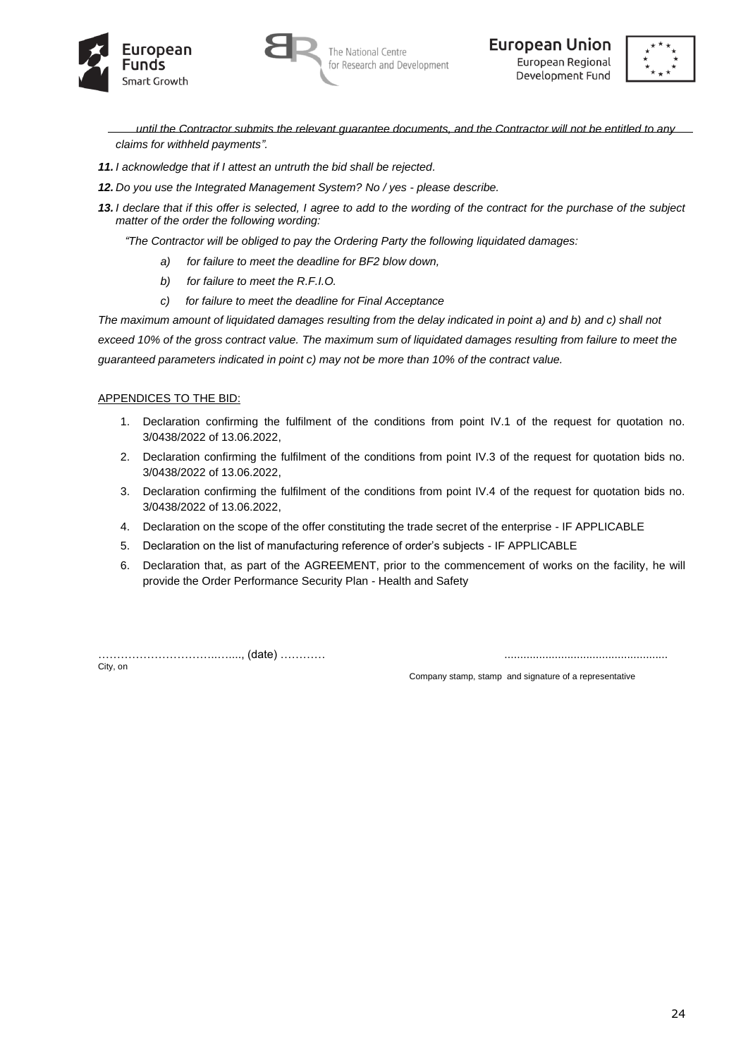*until the Contractor submits the relevant guarantee documents, and the Contractor will not be entitled to any claims for withheld payments".*

***11.*** *I acknowledge that if I attest an untruth the bid shall be rejected.*

***12.*** *Do you use the Integrated Management System? No / yes - please describe.*

***13.*** *I declare that if this offer is selected, I agree to add to the wording of the contract for the purchase of the subject matter of the order the following wording:*

*"The Contractor will be obliged to pay the Ordering Party the following liquidated damages:*

*a) for failure to meet the deadline for BF2 blow down,*

*b) for failure to meet the R.F.I.O.*

*c) for failure to meet the deadline for Final Acceptance*

*The maximum amount of liquidated damages resulting from the delay indicated in point a) and b) and c) shall not exceed 10% of the gross contract value. The maximum sum of liquidated damages resulting from failure to meet the guaranteed parameters indicated in point c) may not be more than 10% of the contract value.*

<u>APPENDICES TO THE BID:</u>

1. Declaration confirming the fulfilment of the conditions from point IV.1 of the request for quotation no. 3/0438/2022 of 13.06.2022,
2. Declaration confirming the fulfilment of the conditions from point IV.3 of the request for quotation bids no. 3/0438/2022 of 13.06.2022,
3. Declaration confirming the fulfilment of the conditions from point IV.4 of the request for quotation bids no. 3/0438/2022 of 13.06.2022,
4. Declaration on the scope of the offer constituting the trade secret of the enterprise - IF APPLICABLE
5. Declaration on the list of manufacturing reference of order's subjects - IF APPLICABLE
6. Declaration that, as part of the AGREEMENT, prior to the commencement of works on the facility, he will provide the Order Performance Security Plan - Health and Safety

……………………………..….., (date) …………
City, on

...................................................
Company stamp, stamp and signature of a representative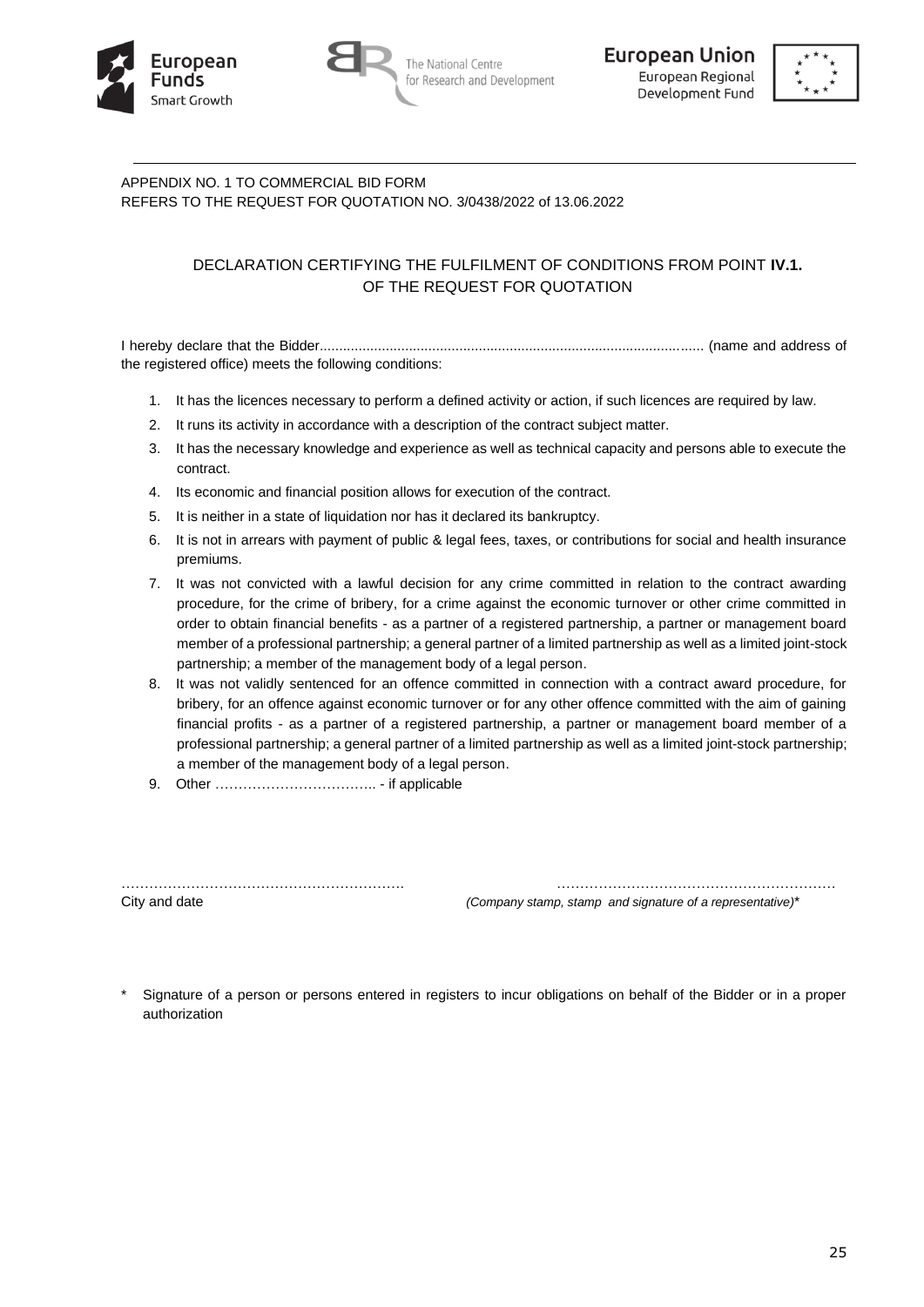APPENDIX NO. 1 TO COMMERCIAL BID FORM
REFERS TO THE REQUEST FOR QUOTATION NO. 3/0438/2022 of 13.06.2022

## DECLARATION CERTIFYING THE FULFILMENT OF CONDITIONS FROM POINT **IV.1.** OF THE REQUEST FOR QUOTATION

I hereby declare that the Bidder.................................................................................................... (name and address of the registered office) meets the following conditions:

1. It has the licences necessary to perform a defined activity or action, if such licences are required by law.
2. It runs its activity in accordance with a description of the contract subject matter.
3. It has the necessary knowledge and experience as well as technical capacity and persons able to execute the contract.
4. Its economic and financial position allows for execution of the contract.
5. It is neither in a state of liquidation nor has it declared its bankruptcy.
6. It is not in arrears with payment of public & legal fees, taxes, or contributions for social and health insurance premiums.
7. It was not convicted with a lawful decision for any crime committed in relation to the contract awarding procedure, for the crime of bribery, for a crime against the economic turnover or other crime committed in order to obtain financial benefits - as a partner of a registered partnership, a partner or management board member of a professional partnership; a general partner of a limited partnership as well as a limited joint-stock partnership; a member of the management body of a legal person.
8. It was not validly sentenced for an offence committed in connection with a contract award procedure, for bribery, for an offence against economic turnover or for any other offence committed with the aim of gaining financial profits - as a partner of a registered partnership, a partner or management board member of a professional partnership; a general partner of a limited partnership as well as a limited joint-stock partnership; a member of the management body of a legal person.
9. Other …………………………….. - if applicable

…………………………………………………….                                        ……………………………………………………
City and date                                        *(Company stamp, stamp and signature of a representative)**

\* Signature of a person or persons entered in registers to incur obligations on behalf of the Bidder or in a proper authorization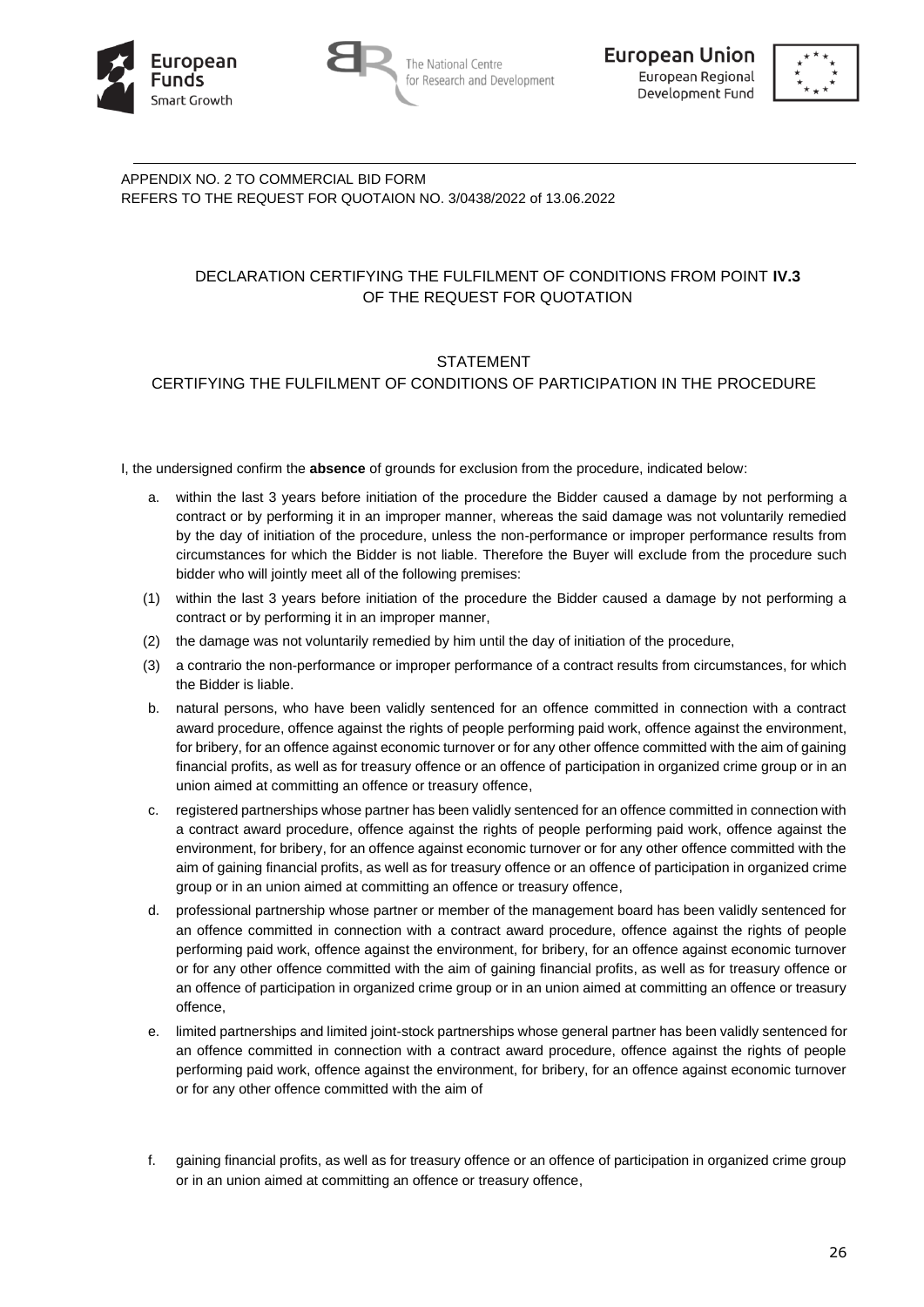APPENDIX NO. 2 TO COMMERCIAL BID FORM
REFERS TO THE REQUEST FOR QUOTAION NO. 3/0438/2022 of 13.06.2022

## DECLARATION CERTIFYING THE FULFILMENT OF CONDITIONS FROM POINT **IV.3** OF THE REQUEST FOR QUOTATION

## STATEMENT
## CERTIFYING THE FULFILMENT OF CONDITIONS OF PARTICIPATION IN THE PROCEDURE

I, the undersigned confirm the **absence** of grounds for exclusion from the procedure, indicated below:

a. within the last 3 years before initiation of the procedure the Bidder caused a damage by not performing a contract or by performing it in an improper manner, whereas the said damage was not voluntarily remedied by the day of initiation of the procedure, unless the non-performance or improper performance results from circumstances for which the Bidder is not liable. Therefore the Buyer will exclude from the procedure such bidder who will jointly meet all of the following premises:

(1) within the last 3 years before initiation of the procedure the Bidder caused a damage by not performing a contract or by performing it in an improper manner,

(2) the damage was not voluntarily remedied by him until the day of initiation of the procedure,

(3) a contrario the non-performance or improper performance of a contract results from circumstances, for which the Bidder is liable.

b. natural persons, who have been validly sentenced for an offence committed in connection with a contract award procedure, offence against the rights of people performing paid work, offence against the environment, for bribery, for an offence against economic turnover or for any other offence committed with the aim of gaining financial profits, as well as for treasury offence or an offence of participation in organized crime group or in an union aimed at committing an offence or treasury offence,

c. registered partnerships whose partner has been validly sentenced for an offence committed in connection with a contract award procedure, offence against the rights of people performing paid work, offence against the environment, for bribery, for an offence against economic turnover or for any other offence committed with the aim of gaining financial profits, as well as for treasury offence or an offence of participation in organized crime group or in an union aimed at committing an offence or treasury offence,

d. professional partnership whose partner or member of the management board has been validly sentenced for an offence committed in connection with a contract award procedure, offence against the rights of people performing paid work, offence against the environment, for bribery, for an offence against economic turnover or for any other offence committed with the aim of gaining financial profits, as well as for treasury offence or an offence of participation in organized crime group or in an union aimed at committing an offence or treasury offence,

e. limited partnerships and limited joint-stock partnerships whose general partner has been validly sentenced for an offence committed in connection with a contract award procedure, offence against the rights of people performing paid work, offence against the environment, for bribery, for an offence against economic turnover or for any other offence committed with the aim of

f. gaining financial profits, as well as for treasury offence or an offence of participation in organized crime group or in an union aimed at committing an offence or treasury offence,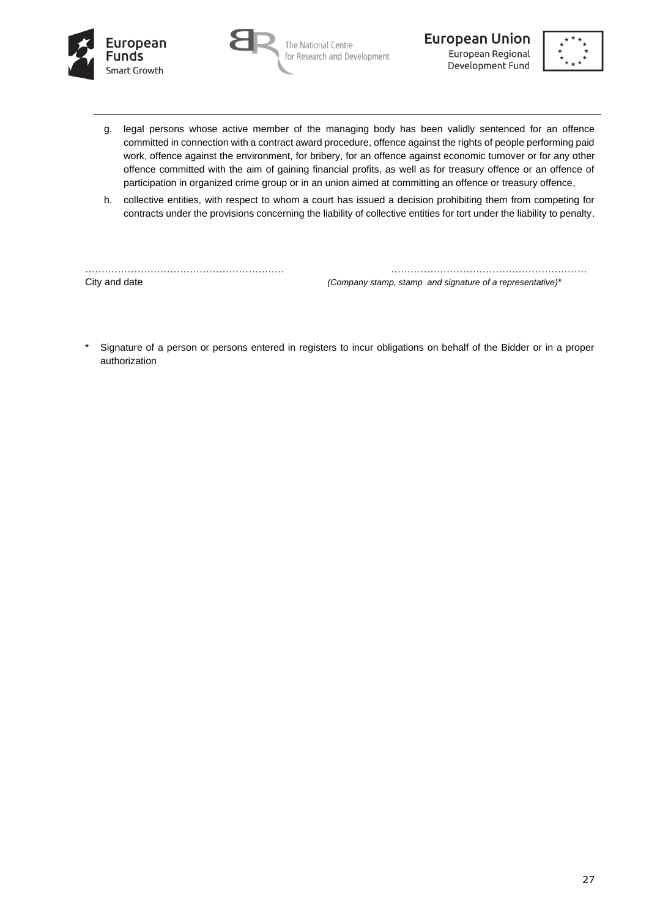g. legal persons whose active member of the managing body has been validly sentenced for an offence committed in connection with a contract award procedure, offence against the rights of people performing paid work, offence against the environment, for bribery, for an offence against economic turnover or for any other offence committed with the aim of gaining financial profits, as well as for treasury offence or an offence of participation in organized crime group or in an union aimed at committing an offence or treasury offence,

h. collective entities, with respect to whom a court has issued a decision prohibiting them from competing for contracts under the provisions concerning the liability of collective entities for tort under the liability to penalty.

…………………………………………………… ……………………………………………………

City and date *(Company stamp, stamp and signature of a representative)**

\* Signature of a person or persons entered in registers to incur obligations on behalf of the Bidder or in a proper authorization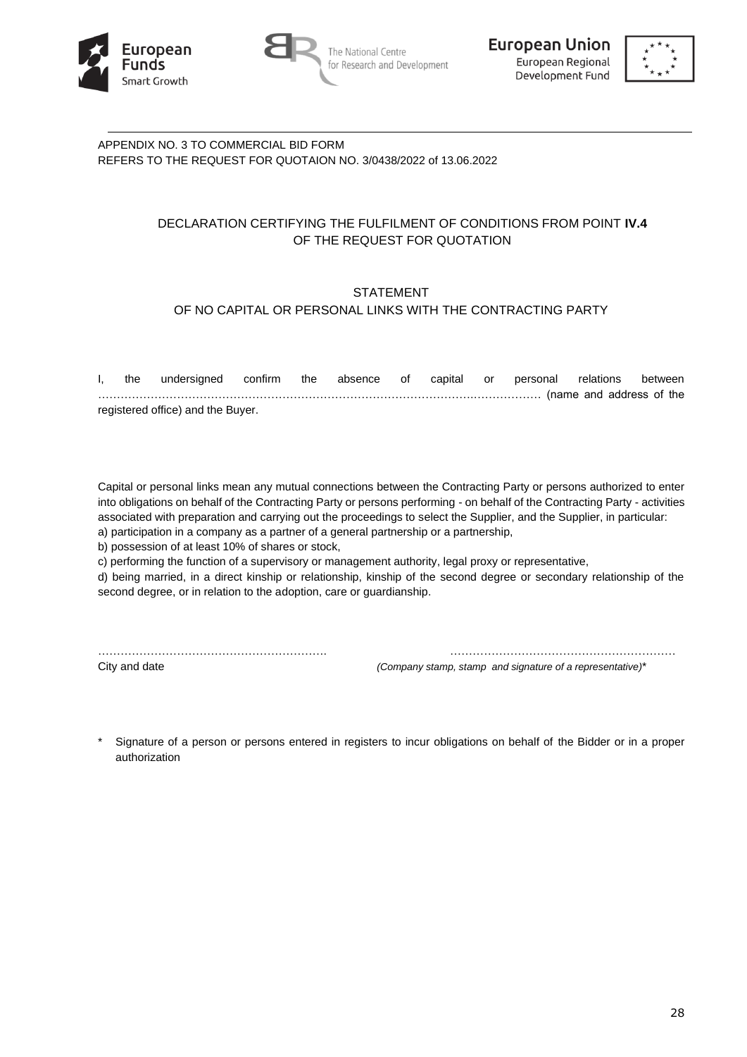APPENDIX NO. 3 TO COMMERCIAL BID FORM
REFERS TO THE REQUEST FOR QUOTAION NO. 3/0438/2022 of 13.06.2022

DECLARATION CERTIFYING THE FULFILMENT OF CONDITIONS FROM POINT **IV.4** OF THE REQUEST FOR QUOTATION

STATEMENT
OF NO CAPITAL OR PERSONAL LINKS WITH THE CONTRACTING PARTY

I, the undersigned confirm the absence of capital or personal relations between …………………………………………………………………………………………………… (name and address of the registered office) and the Buyer.

Capital or personal links mean any mutual connections between the Contracting Party or persons authorized to enter into obligations on behalf of the Contracting Party or persons performing - on behalf of the Contracting Party - activities associated with preparation and carrying out the proceedings to select the Supplier, and the Supplier, in particular:
a) participation in a company as a partner of a general partnership or a partnership,
b) possession of at least 10% of shares or stock,
c) performing the function of a supervisory or management authority, legal proxy or representative,
d) being married, in a direct kinship or relationship, kinship of the second degree or secondary relationship of the second degree, or in relation to the adoption, care or guardianship.

……………………………………………………. ……………………………………………………
City and date *(Company stamp, stamp and signature of a representative)**

\* Signature of a person or persons entered in registers to incur obligations on behalf of the Bidder or in a proper authorization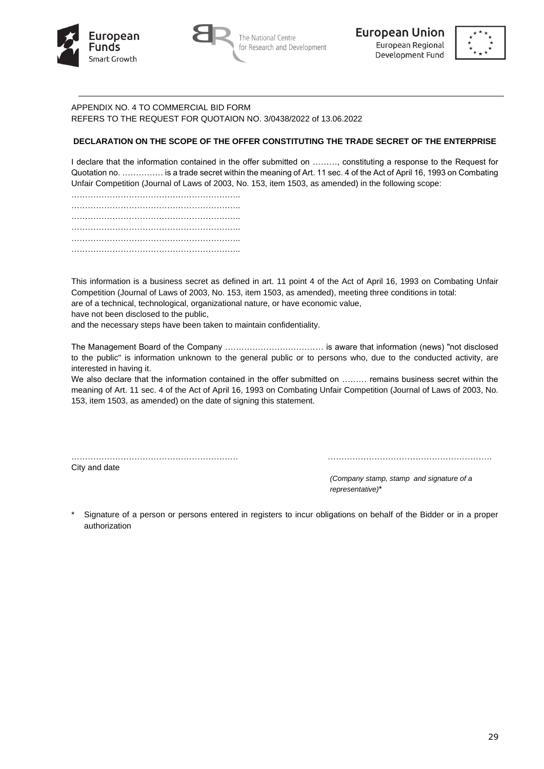APPENDIX NO. 4 TO COMMERCIAL BID FORM
REFERS TO THE REQUEST FOR QUOTAION NO. 3/0438/2022 of 13.06.2022

**DECLARATION ON THE SCOPE OF THE OFFER CONSTITUTING THE TRADE SECRET OF THE ENTERPRISE**

I declare that the information contained in the offer submitted on ………, constituting a response to the Request for Quotation no. …………… is a trade secret within the meaning of Art. 11 sec. 4 of the Act of April 16, 1993 on Combating Unfair Competition (Journal of Laws of 2003, No. 153, item 1503, as amended) in the following scope:

……………………………………………………..
……………………………………………………..
……………………………………………………..
……………………………………………………..
……………………………………………………..
……………………………………………………..

This information is a business secret as defined in art. 11 point 4 of the Act of April 16, 1993 on Combating Unfair Competition (Journal of Laws of 2003, No. 153, item 1503, as amended), meeting three conditions in total:
are of a technical, technological, organizational nature, or have economic value,
have not been disclosed to the public,
and the necessary steps have been taken to maintain confidentiality.

The Management Board of the Company ……………………………… is aware that information (news) "not disclosed to the public" is information unknown to the general public or to persons who, due to the conducted activity, are interested in having it.
We also declare that the information contained in the offer submitted on ……… remains business secret within the meaning of Art. 11 sec. 4 of the Act of April 16, 1993 on Combating Unfair Competition (Journal of Laws of 2003, No. 153, item 1503, as amended) on the date of signing this statement.

……………………………………………………. ……………………………………………………
City and date

*(Company stamp, stamp and signature of a representative)**

\* Signature of a person or persons entered in registers to incur obligations on behalf of the Bidder or in a proper authorization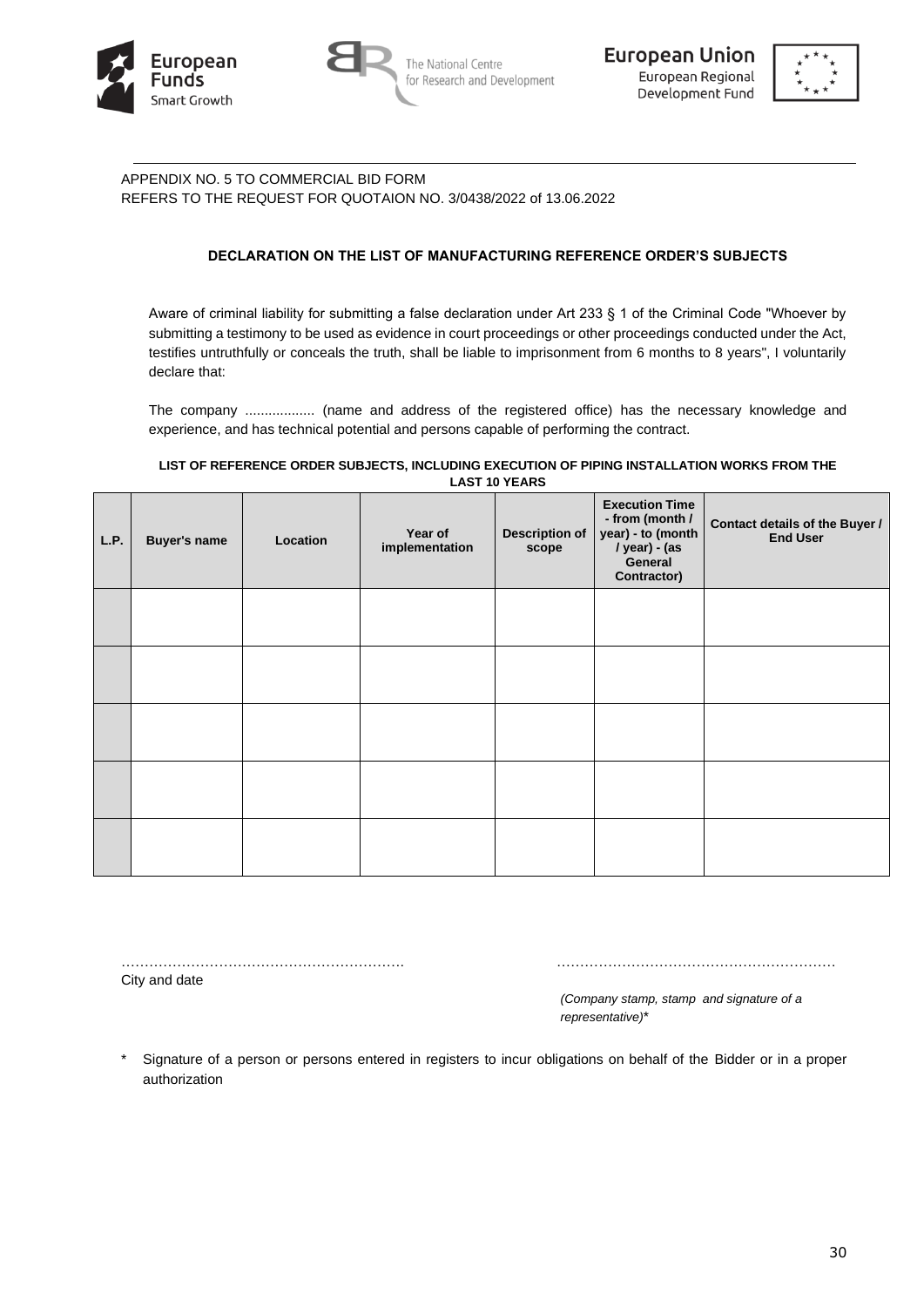APPENDIX NO. 5 TO COMMERCIAL BID FORM
REFERS TO THE REQUEST FOR QUOTAION NO. 3/0438/2022 of 13.06.2022

**DECLARATION ON THE LIST OF MANUFACTURING REFERENCE ORDER'S SUBJECTS**

Aware of criminal liability for submitting a false declaration under Art 233 § 1 of the Criminal Code "Whoever by submitting a testimony to be used as evidence in court proceedings or other proceedings conducted under the Act, testifies untruthfully or conceals the truth, shall be liable to imprisonment from 6 months to 8 years", I voluntarily declare that:

The company .................. (name and address of the registered office) has the necessary knowledge and experience, and has technical potential and persons capable of performing the contract.

**LIST OF REFERENCE ORDER SUBJECTS, INCLUDING EXECUTION OF PIPING INSTALLATION WORKS FROM THE LAST 10 YEARS**

| L.P. | Buyer's name | Location | Year of implementation | Description of scope | Execution Time - from (month / year) - to (month / year) - (as General Contractor) | Contact details of the Buyer / End User |
|---|---|---|---|---|---|---|
| | | | | | | |
| | | | | | | |
| | | | | | | |
| | | | | | | |
| | | | | | | |

…………………………………………………… 
City and date

……………………………………………………
*(Company stamp, stamp and signature of a representative)**

\* Signature of a person or persons entered in registers to incur obligations on behalf of the Bidder or in a proper authorization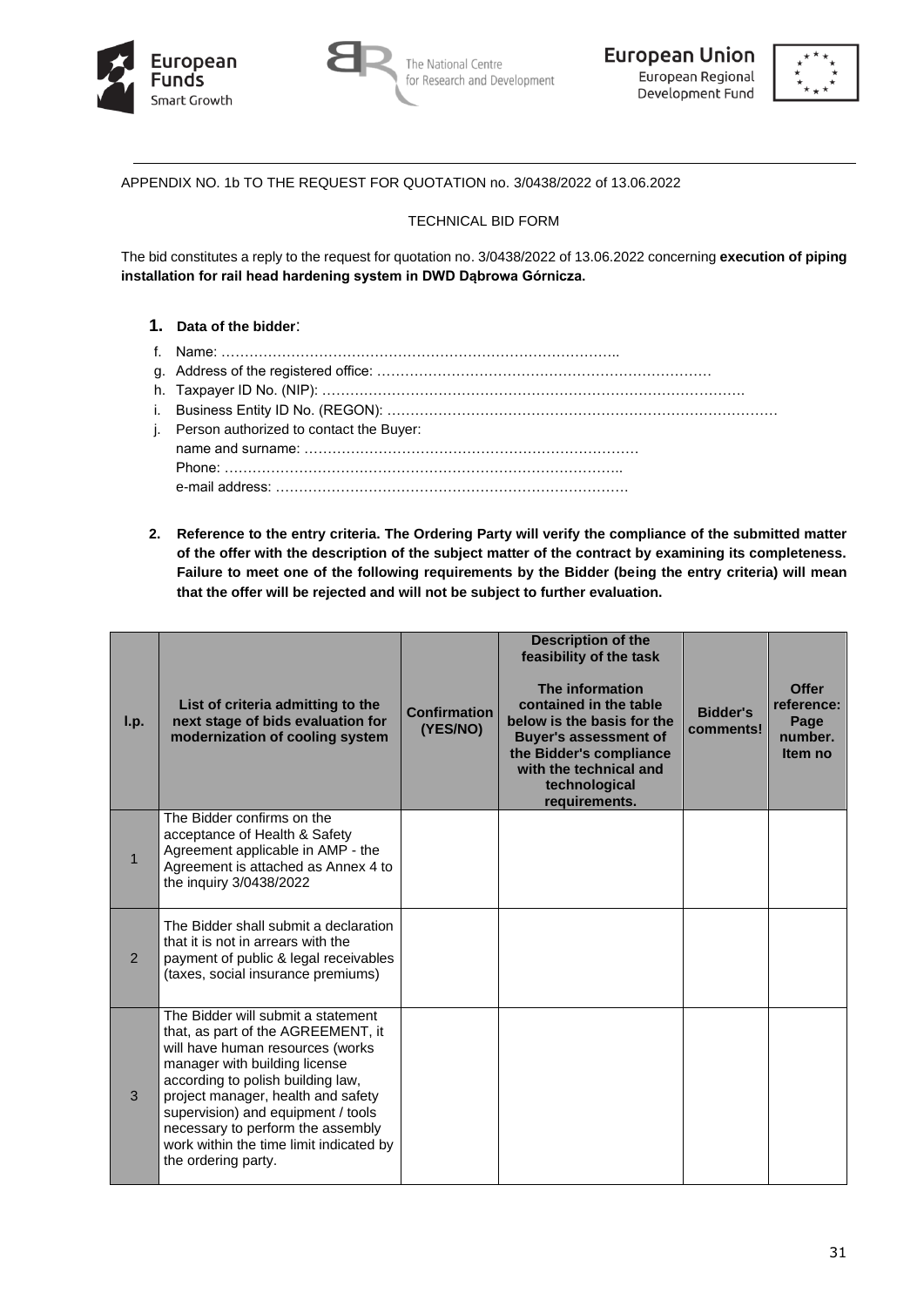APPENDIX NO. 1b TO THE REQUEST FOR QUOTATION no. 3/0438/2022 of 13.06.2022

TECHNICAL BID FORM

The bid constitutes a reply to the request for quotation no. 3/0438/2022 of 13.06.2022 concerning **execution of piping installation for rail head hardening system in DWD Dąbrowa Górnicza.**

1. **Data of the bidder**:

f. Name: …………………………………………………………………………..
g. Address of the registered office: ………………………………………………………………
h. Taxpayer ID No. (NIP): ……………………………………………………………………………….
i. Business Entity ID No. (REGON): …………………………………………………………………………
j. Person authorized to contact the Buyer:
   name and surname: ………………………………………………………………
   Phone: …………………………………………………………………………..
   e-mail address: ………………………………………………………………….

2. **Reference to the entry criteria. The Ordering Party will verify the compliance of the submitted matter of the offer with the description of the subject matter of the contract by examining its completeness. Failure to meet one of the following requirements by the Bidder (being the entry criteria) will mean that the offer will be rejected and will not be subject to further evaluation.**

| l.p. | List of criteria admitting to the next stage of bids evaluation for modernization of cooling system | Confirmation (YES/NO) | Description of the feasibility of the task<br><br>The information contained in the table below is the basis for the Buyer's assessment of the Bidder's compliance with the technical and technological requirements. | Bidder's comments! | Offer reference: Page number. Item no |
|---|---|---|---|---|---|
| 1 | The Bidder confirms on the acceptance of Health & Safety Agreement applicable in AMP - the Agreement is attached as Annex 4 to the inquiry 3/0438/2022 | | | | |
| 2 | The Bidder shall submit a declaration that it is not in arrears with the payment of public & legal receivables (taxes, social insurance premiums) | | | | |
| 3 | The Bidder will submit a statement that, as part of the AGREEMENT, it will have human resources (works manager with building license according to polish building law, project manager, health and safety supervision) and equipment / tools necessary to perform the assembly work within the time limit indicated by the ordering party. | | | | |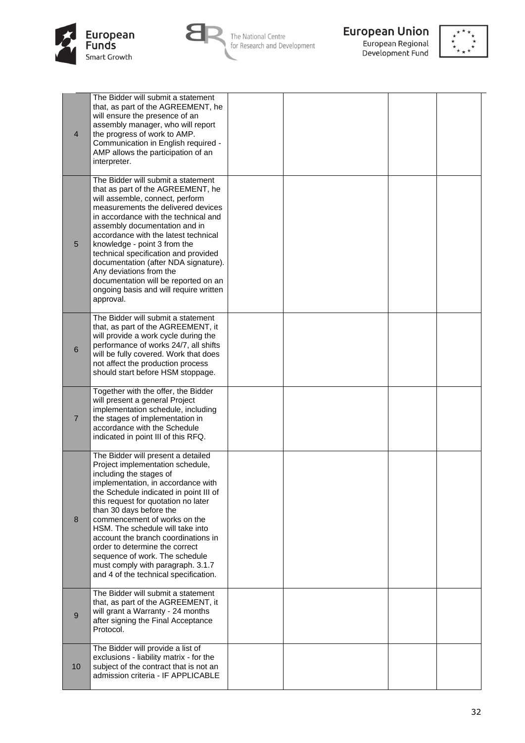| | | | | | |
|---|---|---|---|---|---|
| 4 | The Bidder will submit a statement that, as part of the AGREEMENT, he will ensure the presence of an assembly manager, who will report the progress of work to AMP. Communication in English required - AMP allows the participation of an interpreter. | | | | |
| 5 | The Bidder will submit a statement that as part of the AGREEMENT, he will assemble, connect, perform measurements the delivered devices in accordance with the technical and assembly documentation and in accordance with the latest technical knowledge - point 3 from the technical specification and provided documentation (after NDA signature). Any deviations from the documentation will be reported on an ongoing basis and will require written approval. | | | | |
| 6 | The Bidder will submit a statement that, as part of the AGREEMENT, it will provide a work cycle during the performance of works 24/7, all shifts will be fully covered. Work that does not affect the production process should start before HSM stoppage. | | | | |
| 7 | Together with the offer, the Bidder will present a general Project implementation schedule, including the stages of implementation in accordance with the Schedule indicated in point III of this RFQ. | | | | |
| 8 | The Bidder will present a detailed Project implementation schedule, including the stages of implementation, in accordance with the Schedule indicated in point III of this request for quotation no later than 30 days before the commencement of works on the HSM. The schedule will take into account the branch coordinations in order to determine the correct sequence of work. The schedule must comply with paragraph. 3.1.7 and 4 of the technical specification. | | | | |
| 9 | The Bidder will submit a statement that, as part of the AGREEMENT, it will grant a Warranty - 24 months after signing the Final Acceptance Protocol. | | | | |
| 10 | The Bidder will provide a list of exclusions - liability matrix - for the subject of the contract that is not an admission criteria - IF APPLICABLE | | | | |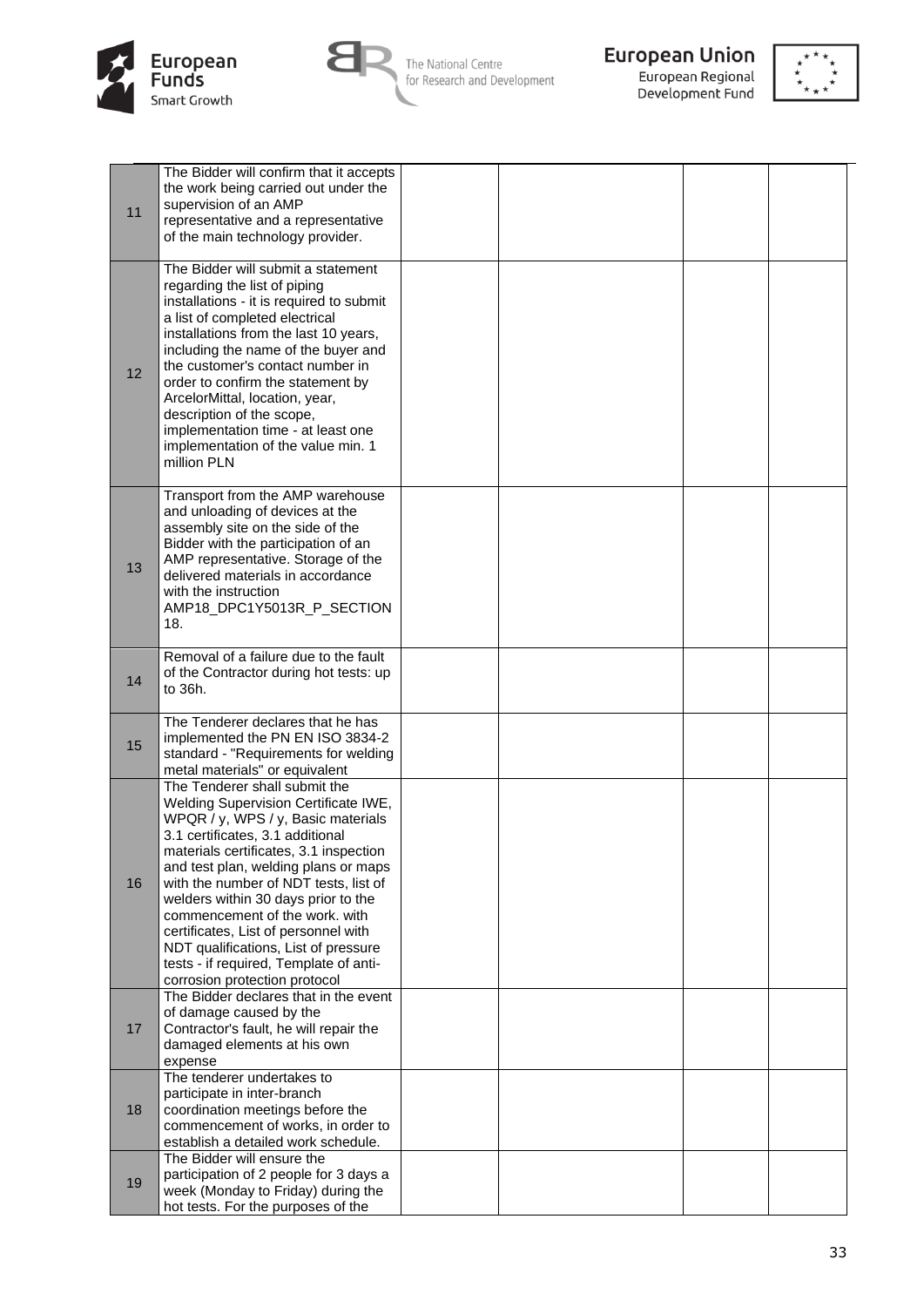| | | | | | |
|---|---|---|---|---|---|
| 11 | The Bidder will confirm that it accepts the work being carried out under the supervision of an AMP representative and a representative of the main technology provider. | | | | |
| 12 | The Bidder will submit a statement regarding the list of piping installations - it is required to submit a list of completed electrical installations from the last 10 years, including the name of the buyer and the customer's contact number in order to confirm the statement by ArcelorMittal, location, year, description of the scope, implementation time - at least one implementation of the value min. 1 million PLN | | | | |
| 13 | Transport from the AMP warehouse and unloading of devices at the assembly site on the side of the Bidder with the participation of an AMP representative. Storage of the delivered materials in accordance with the instruction AMP18_DPC1Y5013R_P_SECTION 18. | | | | |
| 14 | Removal of a failure due to the fault of the Contractor during hot tests: up to 36h. | | | | |
| 15 | The Tenderer declares that he has implemented the PN EN ISO 3834-2 standard - "Requirements for welding metal materials" or equivalent | | | | |
| 16 | The Tenderer shall submit the Welding Supervision Certificate IWE, WPQR / y, WPS / y, Basic materials 3.1 certificates, 3.1 additional materials certificates, 3.1 inspection and test plan, welding plans or maps with the number of NDT tests, list of welders within 30 days prior to the commencement of the work. with certificates, List of personnel with NDT qualifications, List of pressure tests - if required, Template of anti-corrosion protection protocol | | | | |
| 17 | The Bidder declares that in the event of damage caused by the Contractor's fault, he will repair the damaged elements at his own expense | | | | |
| 18 | The tenderer undertakes to participate in inter-branch coordination meetings before the commencement of works, in order to establish a detailed work schedule. | | | | |
| 19 | The Bidder will ensure the participation of 2 people for 3 days a week (Monday to Friday) during the hot tests. For the purposes of the | | | | |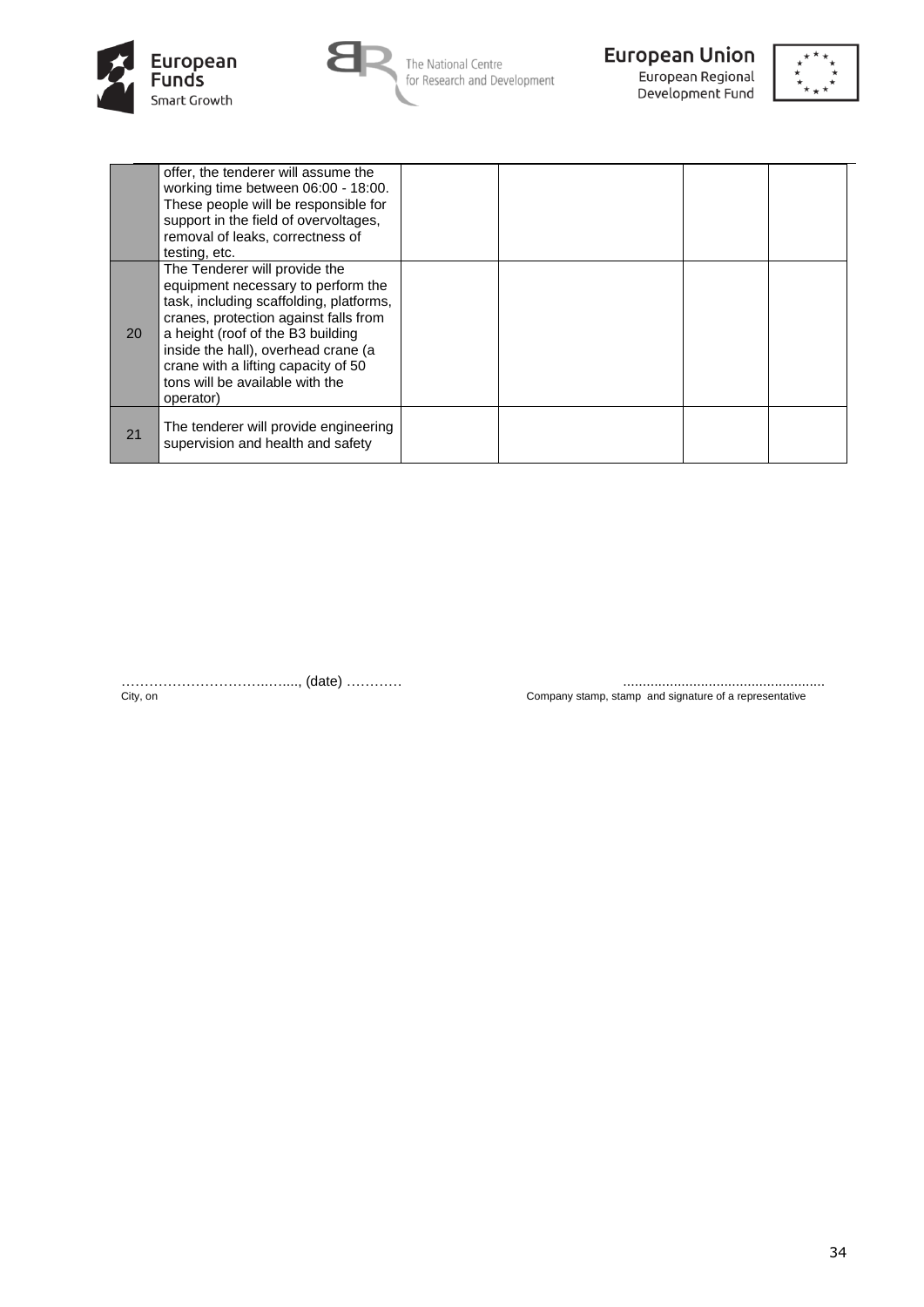|  |  |  |  |  |  |
|---|---|---|---|---|---|
|  | offer, the tenderer will assume the working time between 06:00 - 18:00. These people will be responsible for support in the field of overvoltages, removal of leaks, correctness of testing, etc. |  |  |  |  |
| 20 | The Tenderer will provide the equipment necessary to perform the task, including scaffolding, platforms, cranes, protection against falls from a height (roof of the B3 building inside the hall), overhead crane (a crane with a lifting capacity of 50 tons will be available with the operator) |  |  |  |  |
| 21 | The tenderer will provide engineering supervision and health and safety |  |  |  |  |

……………………………..….., (date) …………
City, on

...................................................
Company stamp, stamp and signature of a representative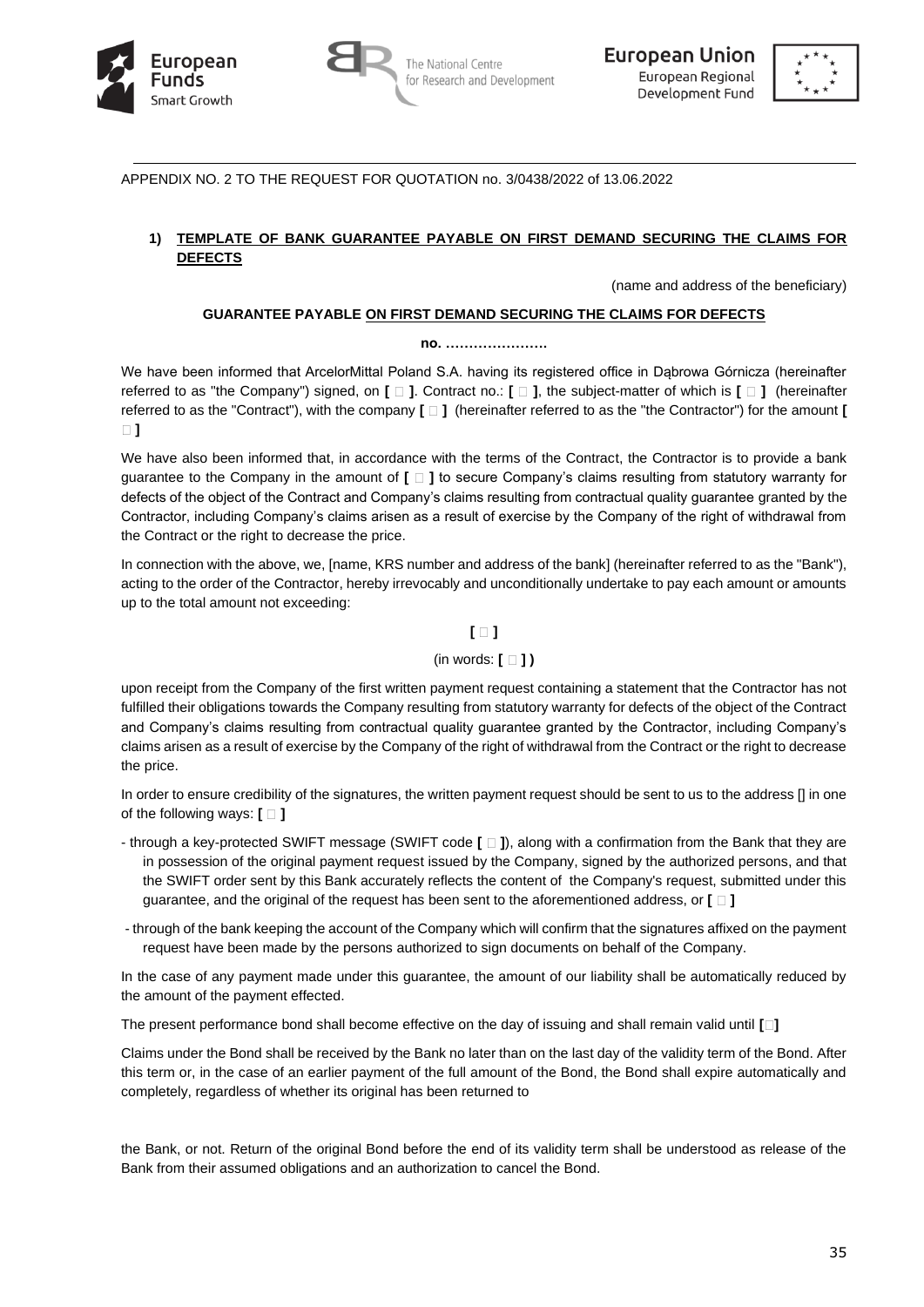APPENDIX NO. 2 TO THE REQUEST FOR QUOTATION no. 3/0438/2022 of 13.06.2022

**1) TEMPLATE OF BANK GUARANTEE PAYABLE ON FIRST DEMAND SECURING THE CLAIMS FOR DEFECTS**

(name and address of the beneficiary)

**GUARANTEE PAYABLE ON FIRST DEMAND SECURING THE CLAIMS FOR DEFECTS**

**no. ………………….**

We have been informed that ArcelorMittal Poland S.A. having its registered office in Dąbrowa Górnicza (hereinafter referred to as "the Company") signed, on **[ ]**. Contract no.: **[ ]**, the subject-matter of which is **[ ]** (hereinafter referred to as the "Contract"), with the company **[ ]** (hereinafter referred to as the "the Contractor") for the amount **[ ]**

We have also been informed that, in accordance with the terms of the Contract, the Contractor is to provide a bank guarantee to the Company in the amount of **[ ]** to secure Company's claims resulting from statutory warranty for defects of the object of the Contract and Company's claims resulting from contractual quality guarantee granted by the Contractor, including Company's claims arisen as a result of exercise by the Company of the right of withdrawal from the Contract or the right to decrease the price.

In connection with the above, we, [name, KRS number and address of the bank] (hereinafter referred to as the "Bank"), acting to the order of the Contractor, hereby irrevocably and unconditionally undertake to pay each amount or amounts up to the total amount not exceeding:

**[ ]**

(in words: **[ ] )**

upon receipt from the Company of the first written payment request containing a statement that the Contractor has not fulfilled their obligations towards the Company resulting from statutory warranty for defects of the object of the Contract and Company's claims resulting from contractual quality guarantee granted by the Contractor, including Company's claims arisen as a result of exercise by the Company of the right of withdrawal from the Contract or the right to decrease the price.

In order to ensure credibility of the signatures, the written payment request should be sent to us to the address [] in one of the following ways: **[ ]**

- through a key-protected SWIFT message (SWIFT code **[ ]**), along with a confirmation from the Bank that they are in possession of the original payment request issued by the Company, signed by the authorized persons, and that the SWIFT order sent by this Bank accurately reflects the content of the Company's request, submitted under this guarantee, and the original of the request has been sent to the aforementioned address, or **[ ]**
- through of the bank keeping the account of the Company which will confirm that the signatures affixed on the payment request have been made by the persons authorized to sign documents on behalf of the Company.

In the case of any payment made under this guarantee, the amount of our liability shall be automatically reduced by the amount of the payment effected.

The present performance bond shall become effective on the day of issuing and shall remain valid until **[ ]**

Claims under the Bond shall be received by the Bank no later than on the last day of the validity term of the Bond. After this term or, in the case of an earlier payment of the full amount of the Bond, the Bond shall expire automatically and completely, regardless of whether its original has been returned to

the Bank, or not. Return of the original Bond before the end of its validity term shall be understood as release of the Bank from their assumed obligations and an authorization to cancel the Bond.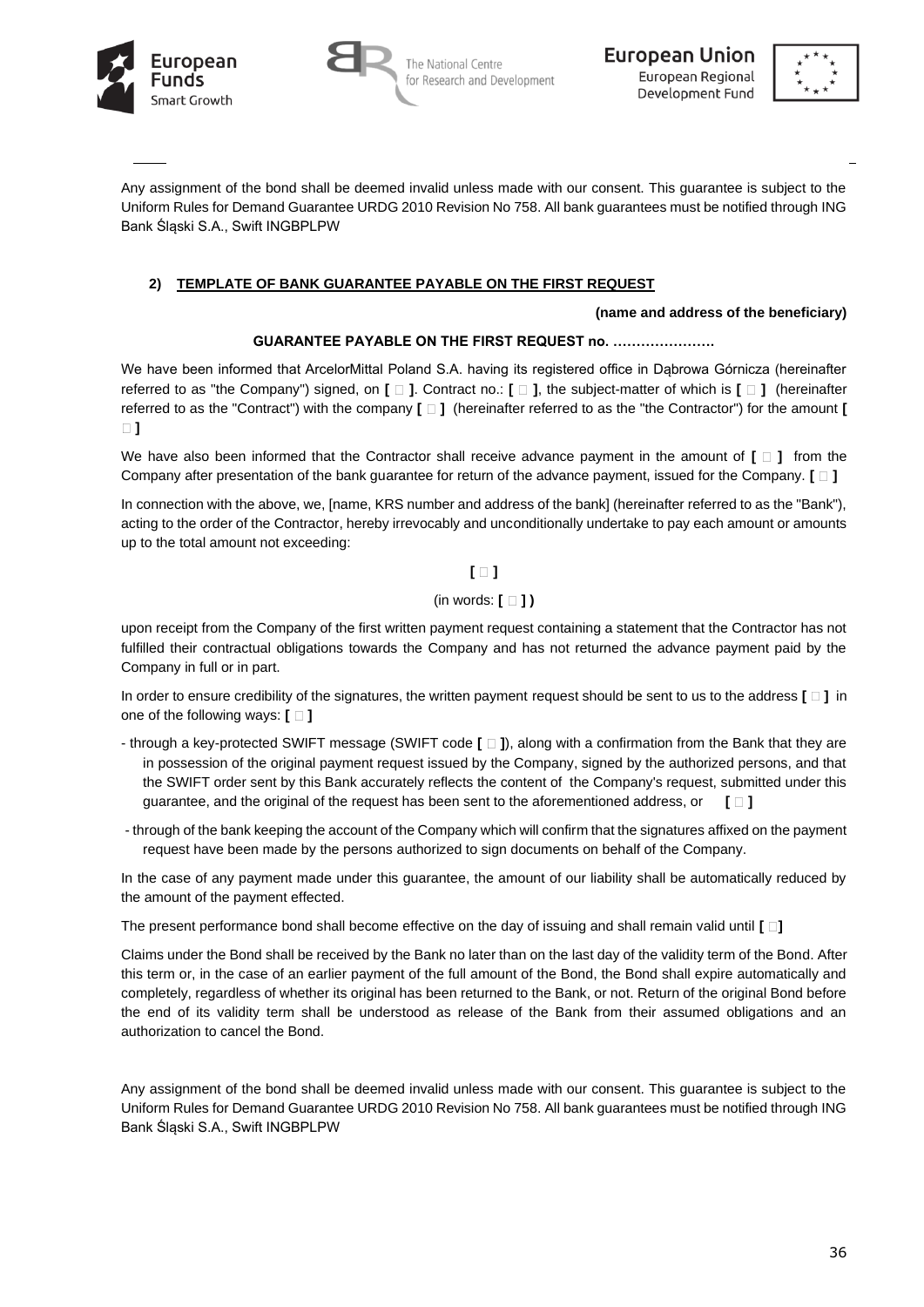Any assignment of the bond shall be deemed invalid unless made with our consent. This guarantee is subject to the Uniform Rules for Demand Guarantee URDG 2010 Revision No 758. All bank guarantees must be notified through ING Bank Śląski S.A., Swift INGBPLPW

**2) TEMPLATE OF BANK GUARANTEE PAYABLE ON THE FIRST REQUEST**

**(name and address of the beneficiary)**

**GUARANTEE PAYABLE ON THE FIRST REQUEST no. ………………….**

We have been informed that ArcelorMittal Poland S.A. having its registered office in Dąbrowa Górnicza (hereinafter referred to as "the Company") signed, on **[ ]**. Contract no.: **[ ]**, the subject-matter of which is **[ ]** (hereinafter referred to as the "Contract") with the company **[ ]** (hereinafter referred to as the "the Contractor") for the amount **[ ]**

We have also been informed that the Contractor shall receive advance payment in the amount of **[ ]** from the Company after presentation of the bank guarantee for return of the advance payment, issued for the Company. **[ ]**

In connection with the above, we, [name, KRS number and address of the bank] (hereinafter referred to as the "Bank"), acting to the order of the Contractor, hereby irrevocably and unconditionally undertake to pay each amount or amounts up to the total amount not exceeding:

**[ ]**

(in words: **[ ] )**

upon receipt from the Company of the first written payment request containing a statement that the Contractor has not fulfilled their contractual obligations towards the Company and has not returned the advance payment paid by the Company in full or in part.

In order to ensure credibility of the signatures, the written payment request should be sent to us to the address **[ ]** in one of the following ways: **[ ]**

- through a key-protected SWIFT message (SWIFT code **[ ]**), along with a confirmation from the Bank that they are in possession of the original payment request issued by the Company, signed by the authorized persons, and that the SWIFT order sent by this Bank accurately reflects the content of the Company's request, submitted under this guarantee, and the original of the request has been sent to the aforementioned address, or **[ ]**
- through of the bank keeping the account of the Company which will confirm that the signatures affixed on the payment request have been made by the persons authorized to sign documents on behalf of the Company.

In the case of any payment made under this guarantee, the amount of our liability shall be automatically reduced by the amount of the payment effected.

The present performance bond shall become effective on the day of issuing and shall remain valid until **[ ]**

Claims under the Bond shall be received by the Bank no later than on the last day of the validity term of the Bond. After this term or, in the case of an earlier payment of the full amount of the Bond, the Bond shall expire automatically and completely, regardless of whether its original has been returned to the Bank, or not. Return of the original Bond before the end of its validity term shall be understood as release of the Bank from their assumed obligations and an authorization to cancel the Bond.

Any assignment of the bond shall be deemed invalid unless made with our consent. This guarantee is subject to the Uniform Rules for Demand Guarantee URDG 2010 Revision No 758. All bank guarantees must be notified through ING Bank Śląski S.A., Swift INGBPLPW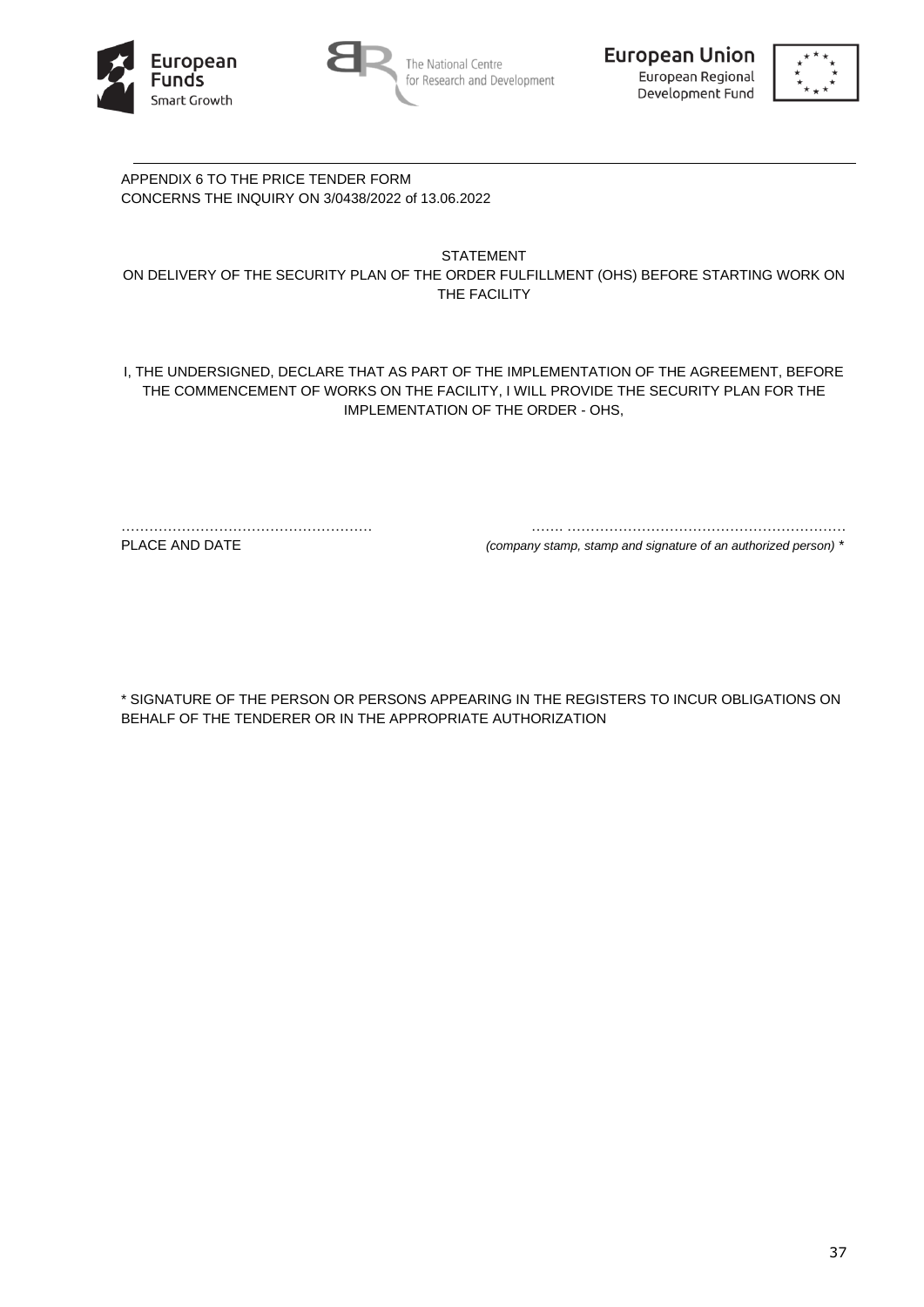APPENDIX 6 TO THE PRICE TENDER FORM
CONCERNS THE INQUIRY ON 3/0438/2022 of 13.06.2022

STATEMENT
ON DELIVERY OF THE SECURITY PLAN OF THE ORDER FULFILLMENT (OHS) BEFORE STARTING WORK ON THE FACILITY

I, THE UNDERSIGNED, DECLARE THAT AS PART OF THE IMPLEMENTATION OF THE AGREEMENT, BEFORE THE COMMENCEMENT OF WORKS ON THE FACILITY, I WILL PROVIDE THE SECURITY PLAN FOR THE IMPLEMENTATION OF THE ORDER - OHS,

……………………………………………… ……. …………………………………………………

PLACE AND DATE *(company stamp, stamp and signature of an authorized person)* *

* SIGNATURE OF THE PERSON OR PERSONS APPEARING IN THE REGISTERS TO INCUR OBLIGATIONS ON BEHALF OF THE TENDERER OR IN THE APPROPRIATE AUTHORIZATION